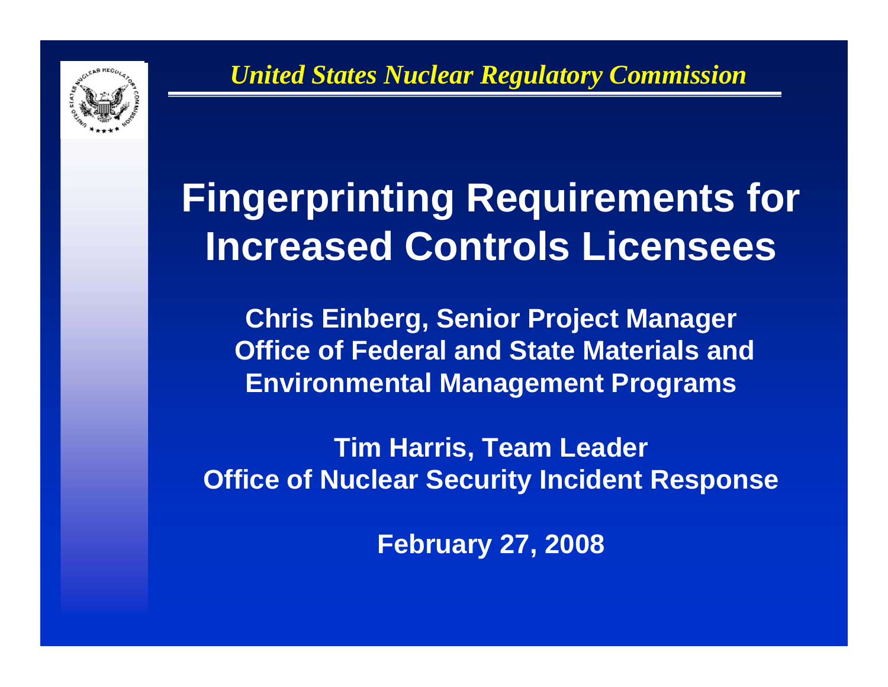*United States Nuclear Regulatory Commission*

# Fingerprinting Requirements for Increased Controls Licensees

**Chris Einberg, Senior Project Manager**
**Office of Federal and State Materials and Environmental Management Programs**

**Tim Harris, Team Leader**
**Office of Nuclear Security Incident Response**

**February 27, 2008**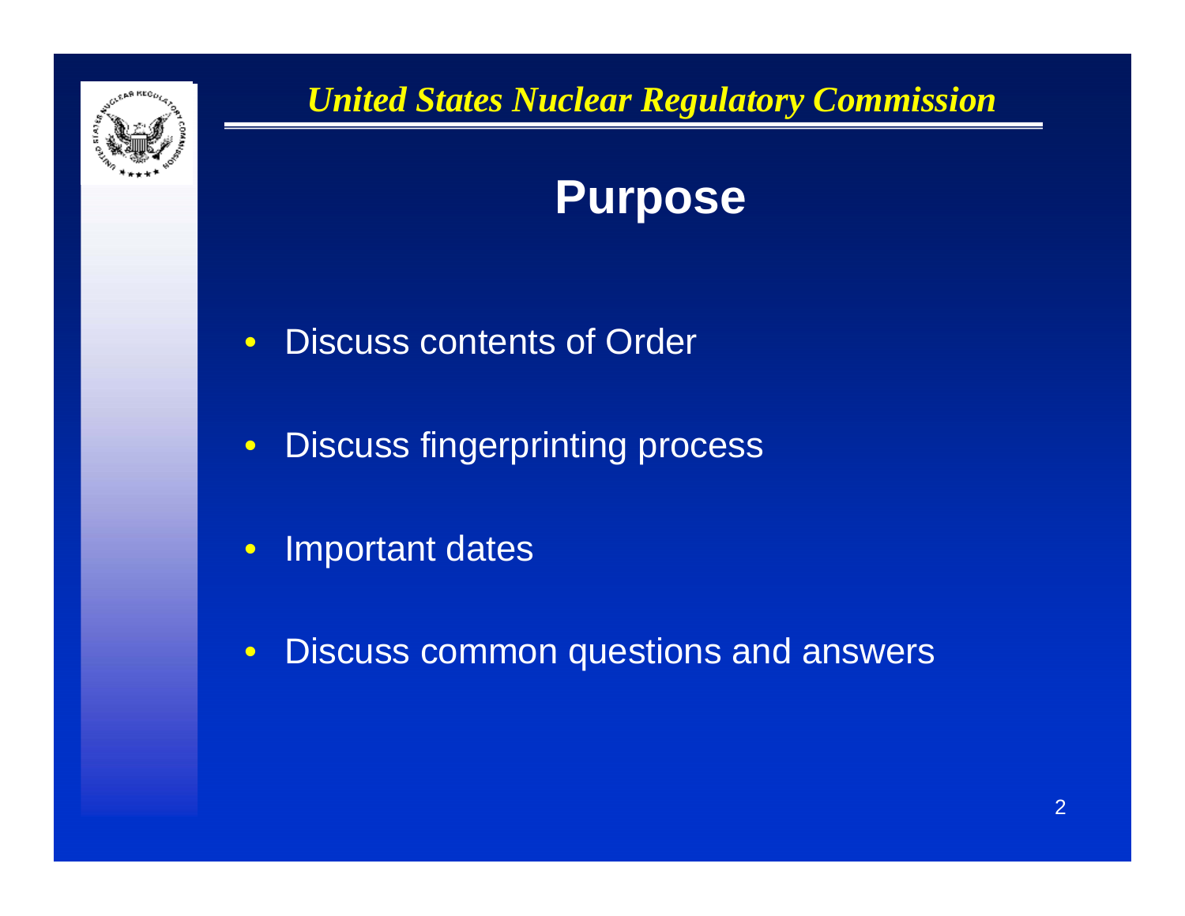# Purpose

- Discuss contents of Order
- Discuss fingerprinting process
- Important dates
- Discuss common questions and answers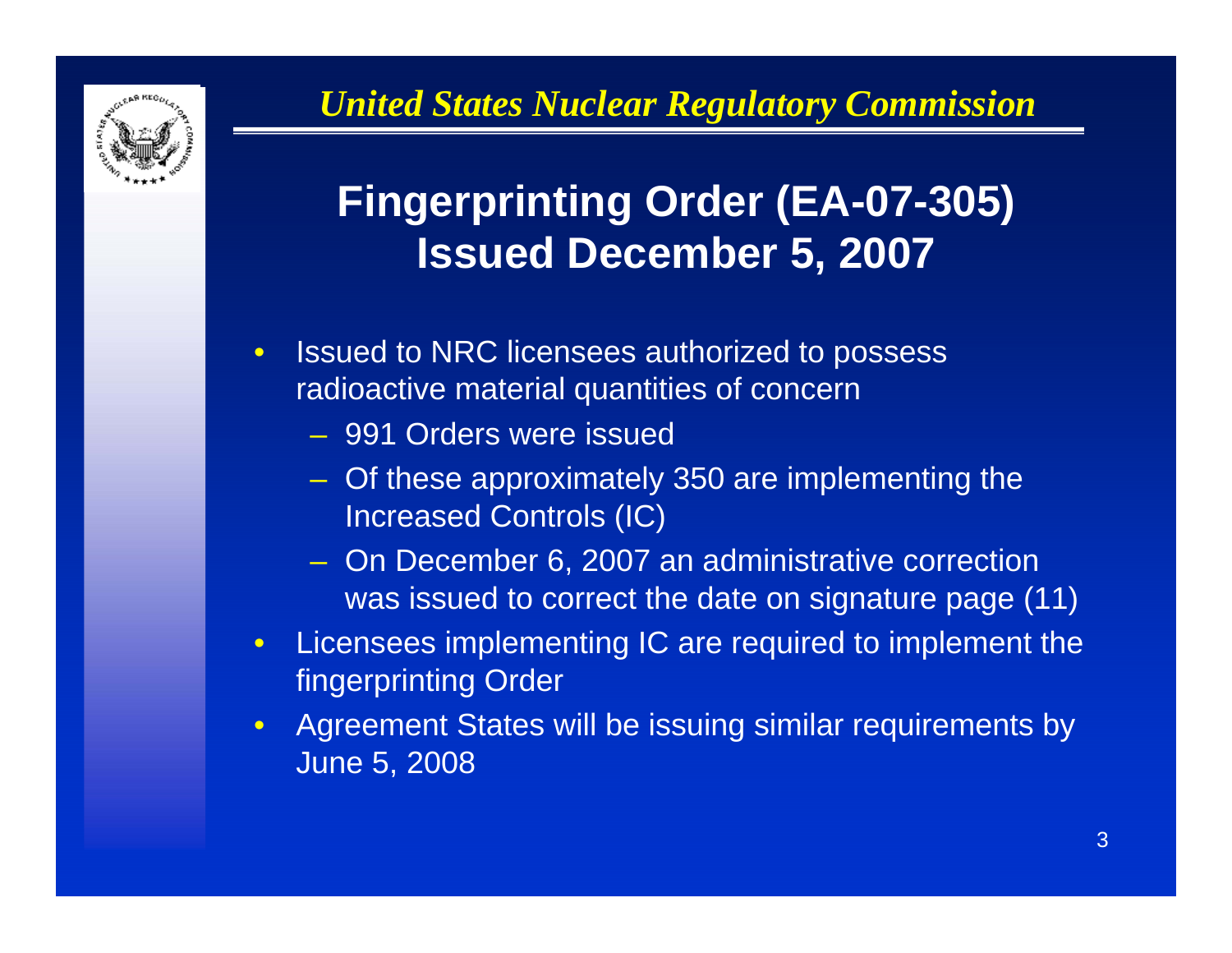# Fingerprinting Order (EA-07-305) Issued December 5, 2007

- Issued to NRC licensees authorized to possess radioactive material quantities of concern
  - 991 Orders were issued
  - Of these approximately 350 are implementing the Increased Controls (IC)
  - On December 6, 2007 an administrative correction was issued to correct the date on signature page (11)
- Licensees implementing IC are required to implement the fingerprinting Order
- Agreement States will be issuing similar requirements by June 5, 2008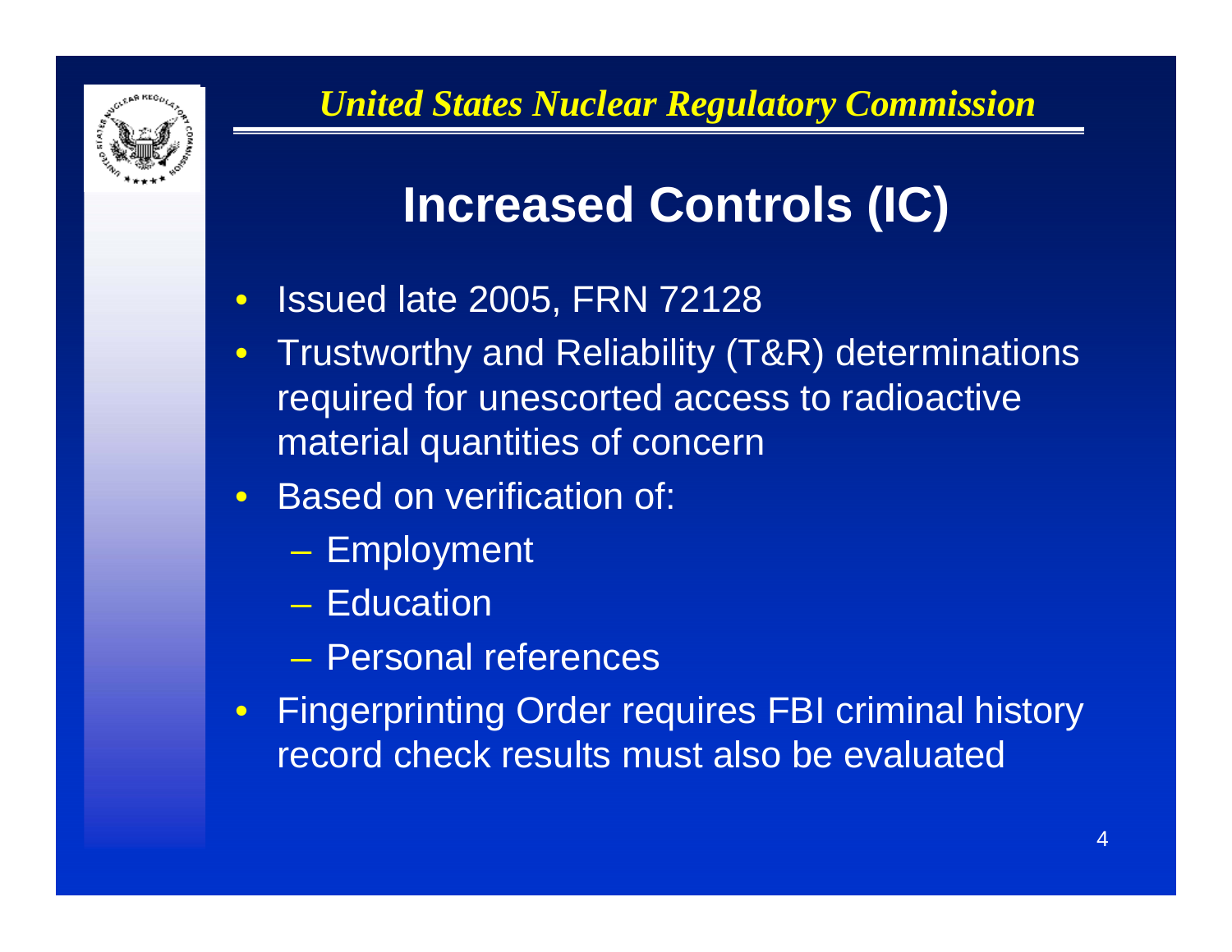# Increased Controls (IC)

- Issued late 2005, FRN 72128
- Trustworthy and Reliability (T&R) determinations required for unescorted access to radioactive material quantities of concern
- Based on verification of:
  - Employment
  - Education
  - Personal references
- Fingerprinting Order requires FBI criminal history record check results must also be evaluated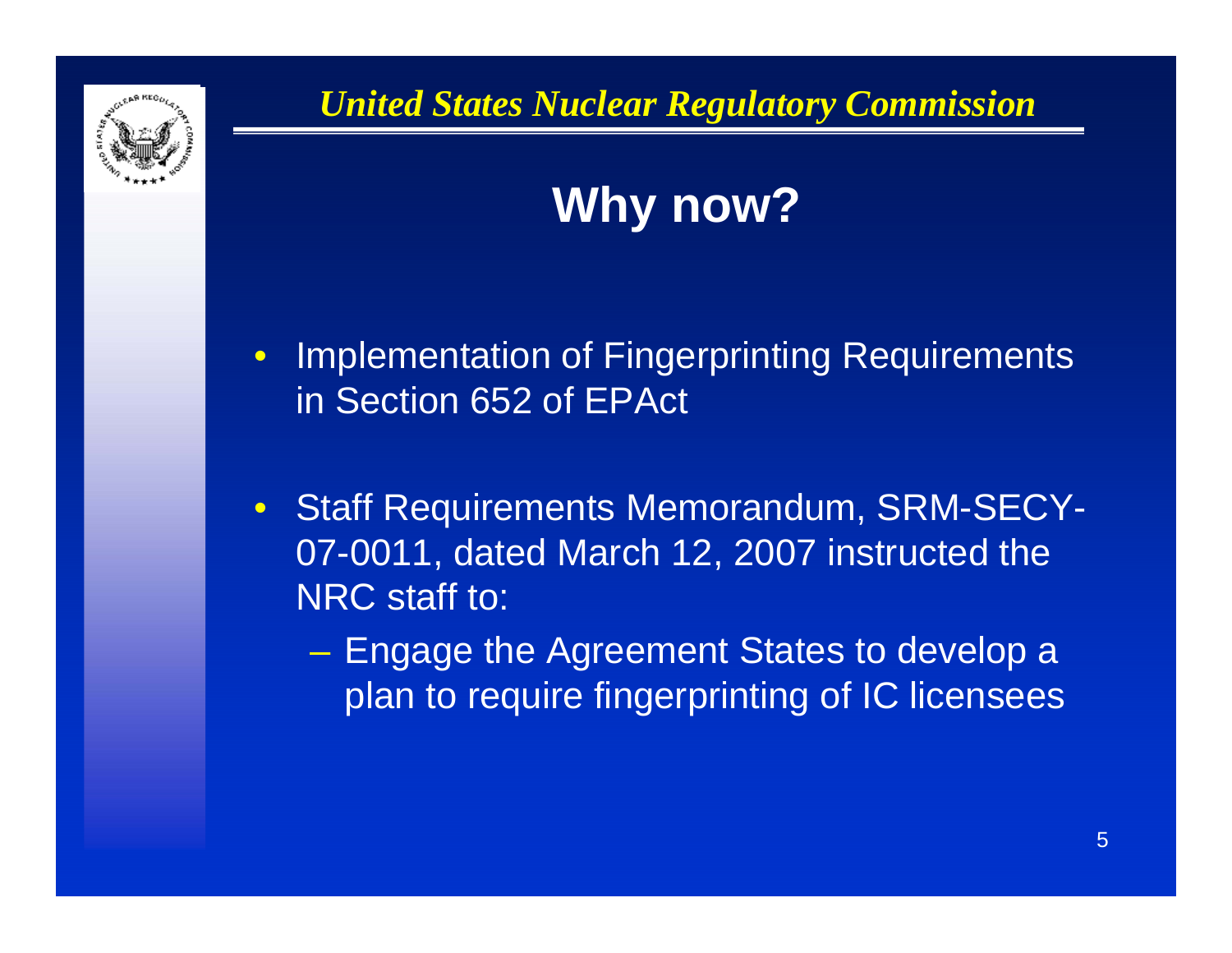# Why now?

- Implementation of Fingerprinting Requirements in Section 652 of EPAct
- Staff Requirements Memorandum, SRM-SECY-07-0011, dated March 12, 2007 instructed the NRC staff to:
  - Engage the Agreement States to develop a plan to require fingerprinting of IC licensees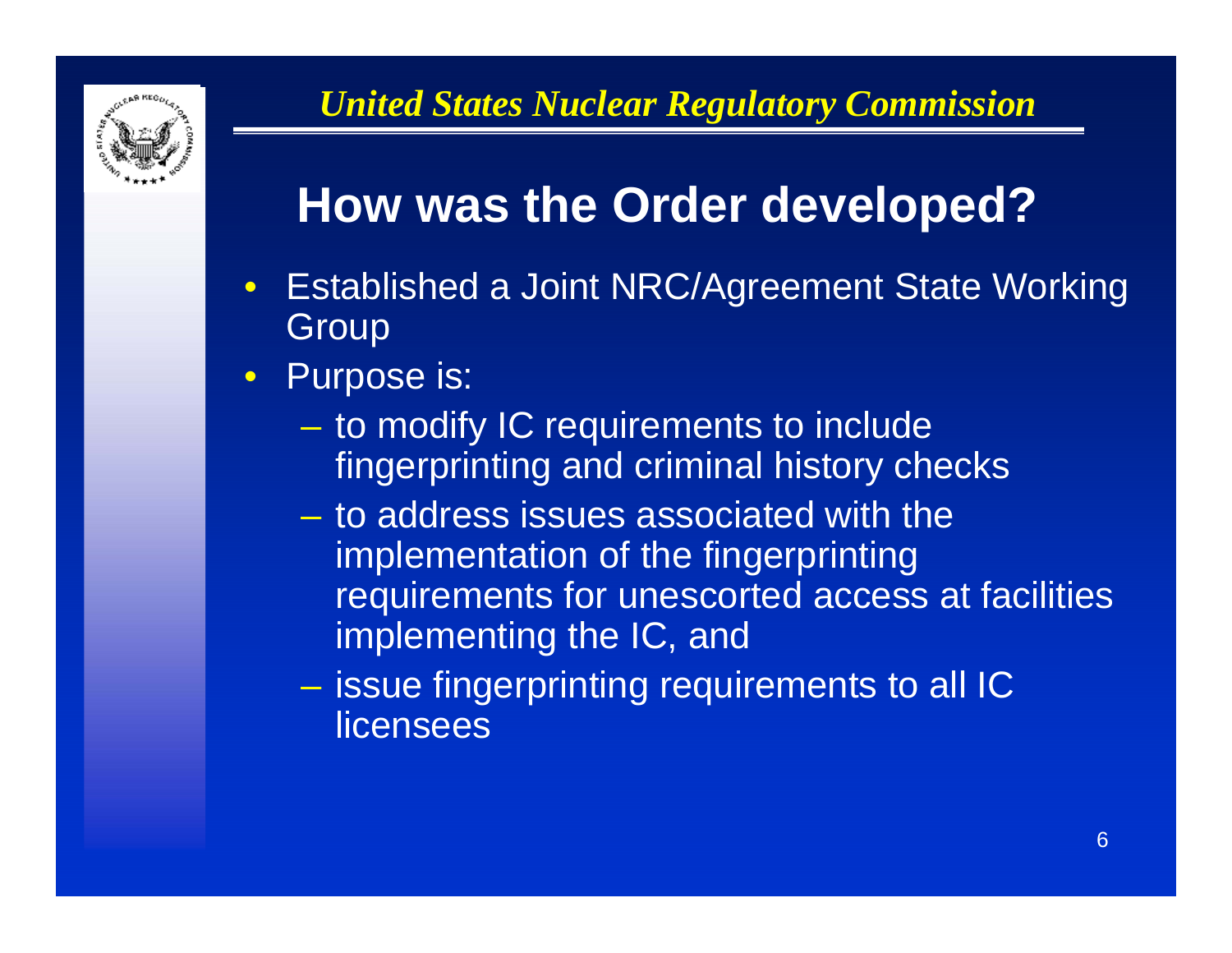# How was the Order developed?

- Established a Joint NRC/Agreement State Working Group
- Purpose is:
  - to modify IC requirements to include fingerprinting and criminal history checks
  - to address issues associated with the implementation of the fingerprinting requirements for unescorted access at facilities implementing the IC, and
  - issue fingerprinting requirements to all IC licensees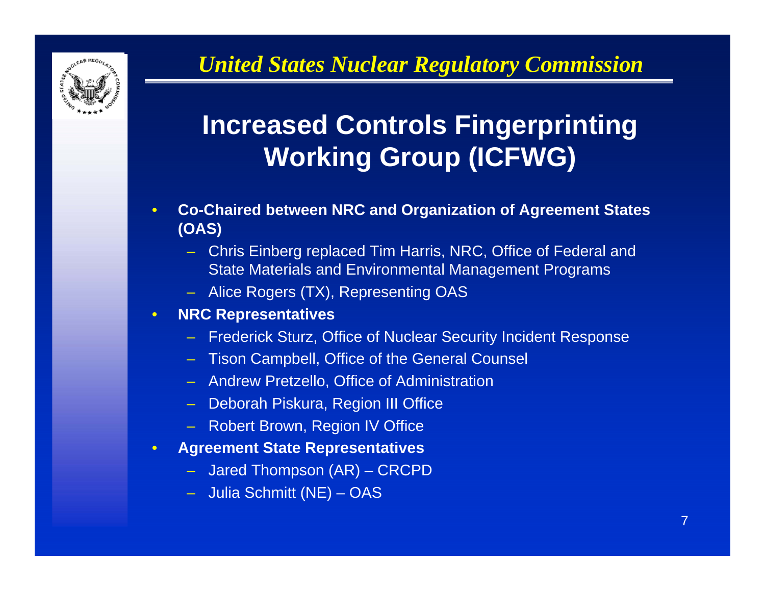# Increased Controls Fingerprinting Working Group (ICFWG)

- **Co-Chaired between NRC and Organization of Agreement States (OAS)**
  - Chris Einberg replaced Tim Harris, NRC, Office of Federal and State Materials and Environmental Management Programs
  - Alice Rogers (TX), Representing OAS
- **NRC Representatives**
  - Frederick Sturz, Office of Nuclear Security Incident Response
  - Tison Campbell, Office of the General Counsel
  - Andrew Pretzello, Office of Administration
  - Deborah Piskura, Region III Office
  - Robert Brown, Region IV Office
- **Agreement State Representatives**
  - Jared Thompson (AR) – CRCPD
  - Julia Schmitt (NE) – OAS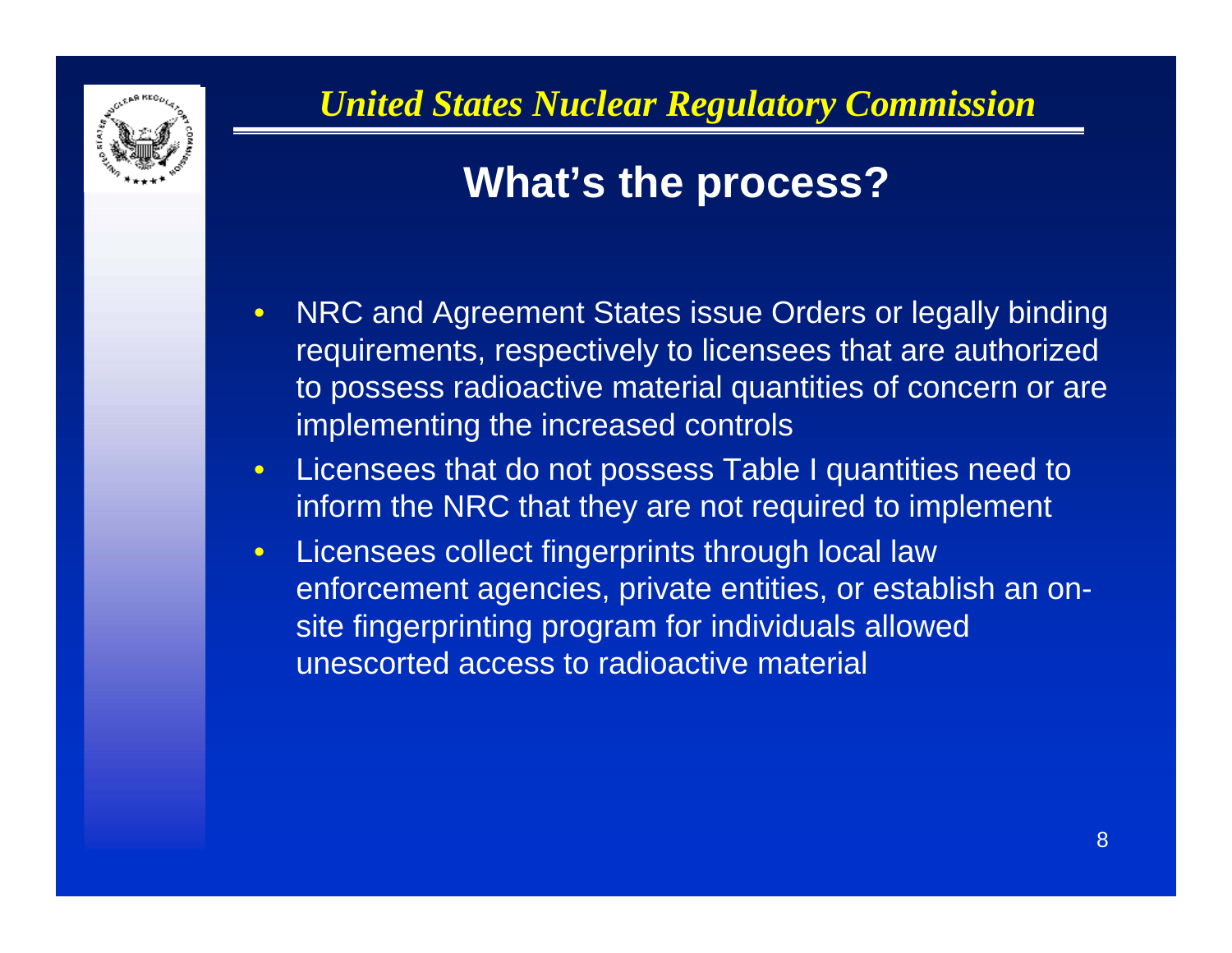## What's the process?

- NRC and Agreement States issue Orders or legally binding requirements, respectively to licensees that are authorized to possess radioactive material quantities of concern or are implementing the increased controls
- Licensees that do not possess Table I quantities need to inform the NRC that they are not required to implement
- Licensees collect fingerprints through local law enforcement agencies, private entities, or establish an on-site fingerprinting program for individuals allowed unescorted access to radioactive material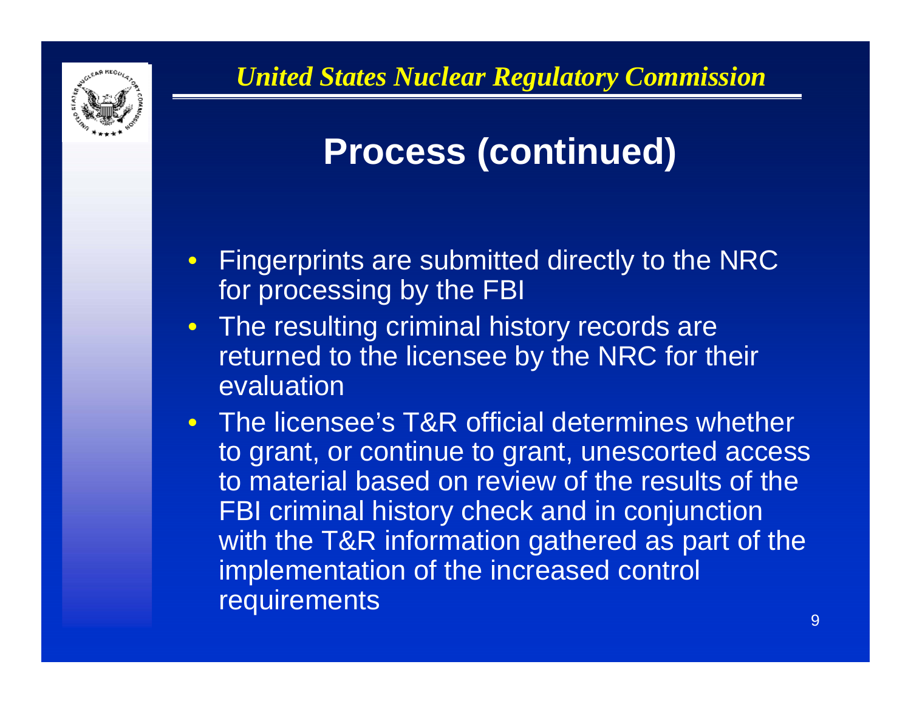# Process (continued)

- Fingerprints are submitted directly to the NRC for processing by the FBI
- The resulting criminal history records are returned to the licensee by the NRC for their evaluation
- The licensee's T&R official determines whether to grant, or continue to grant, unescorted access to material based on review of the results of the FBI criminal history check and in conjunction with the T&R information gathered as part of the implementation of the increased control requirements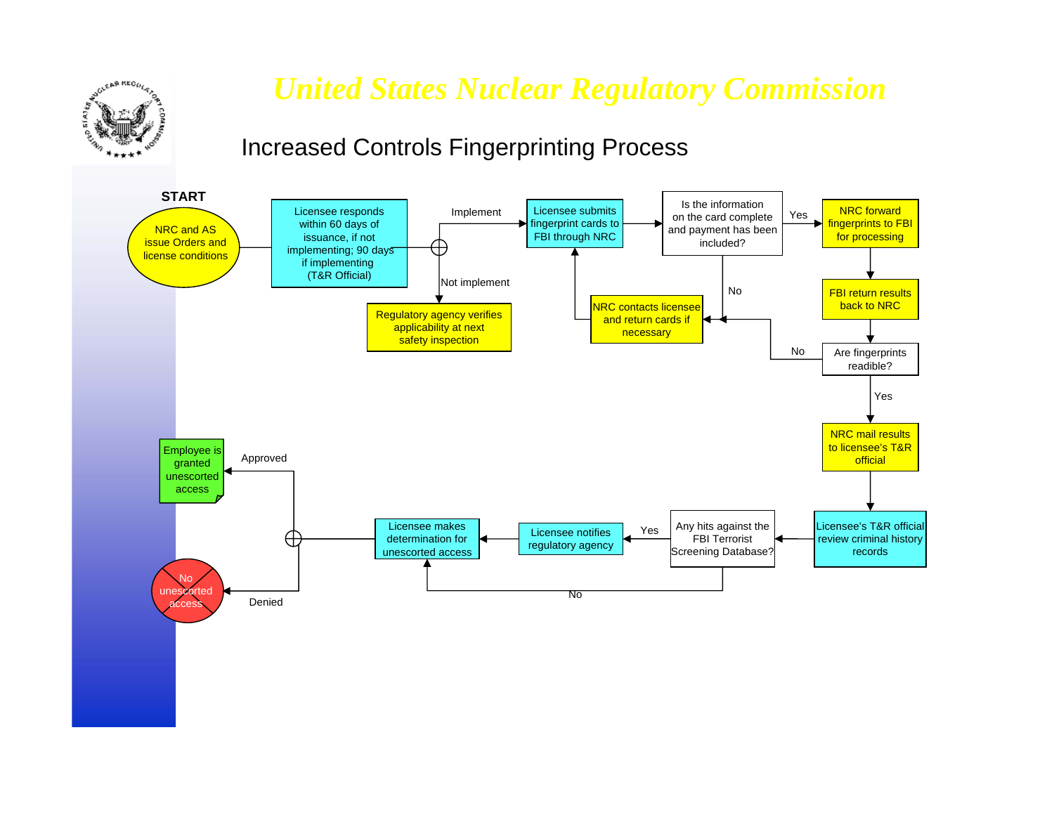# United States Nuclear Regulatory Commission

## Increased Controls Fingerprinting Process

**START**

- NRC and AS issue Orders and license conditions
- Licensee responds within 60 days of issuance, if not implementing; 90 days if implementing (T&R Official)
  - Not implement → Regulatory agency verifies applicability at next safety inspection
  - Implement → Licensee submits fingerprint cards to FBI through NRC
- Is the information on the card complete and payment has been included?
  - No → NRC contacts licensee and return cards if necessary → Licensee submits fingerprint cards to FBI through NRC
  - Yes → NRC forward fingerprints to FBI for processing
- FBI return results back to NRC
- Are fingerprints readible?
  - No → NRC contacts licensee and return cards if necessary
  - Yes → NRC mail results to licensee's T&R official
- Licensee's T&R official review criminal history records
- Any hits against the FBI Terrorist Screening Database?
  - Yes → Licensee notifies regulatory agency → Licensee makes determination for unescorted access
  - No → Licensee makes determination for unescorted access
- Licensee makes determination for unescorted access
  - Approved → Employee is granted unescorted access
  - Denied → No unescorted access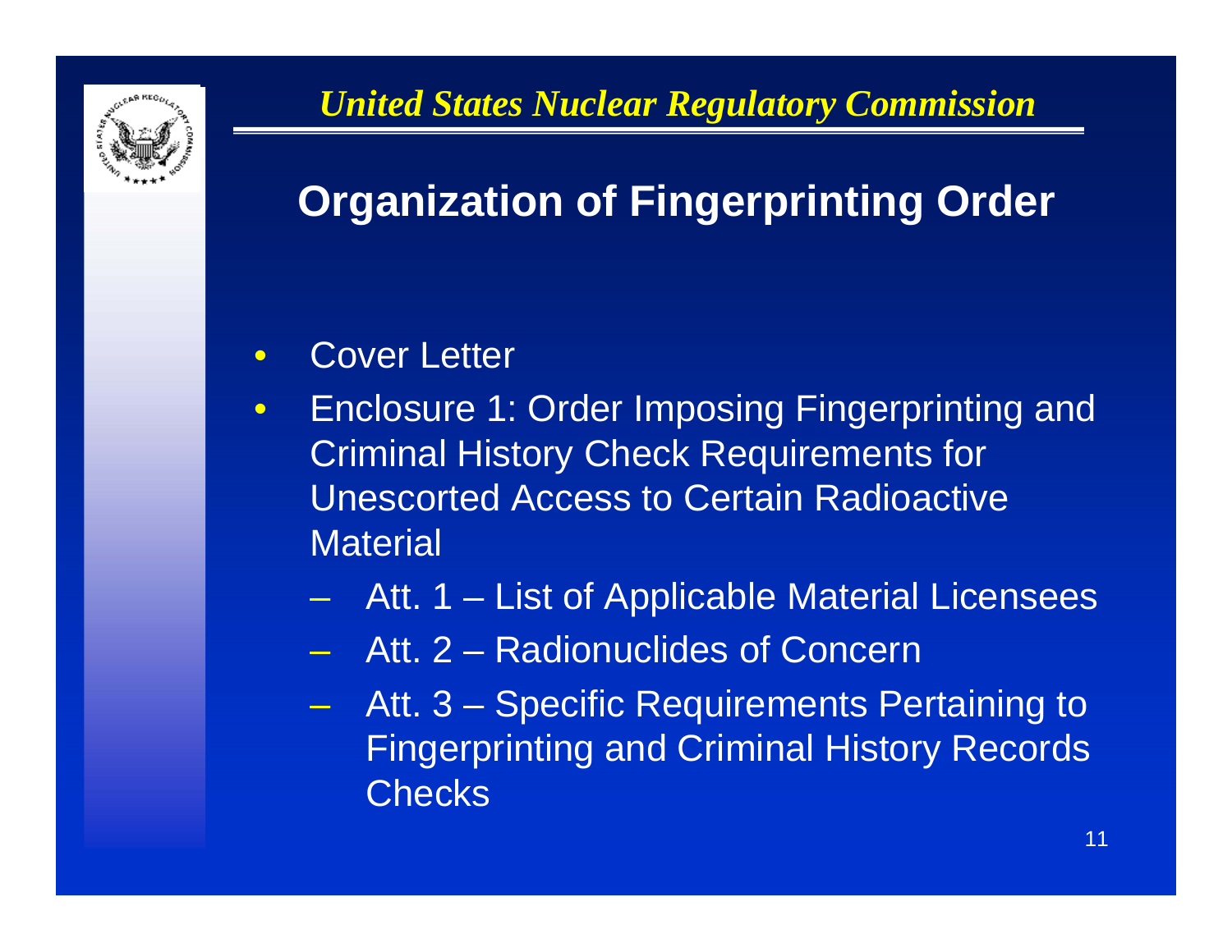# Organization of Fingerprinting Order

- Cover Letter
- Enclosure 1: Order Imposing Fingerprinting and Criminal History Check Requirements for Unescorted Access to Certain Radioactive Material
  - Att. 1 – List of Applicable Material Licensees
  - Att. 2 – Radionuclides of Concern
  - Att. 3 – Specific Requirements Pertaining to Fingerprinting and Criminal History Records Checks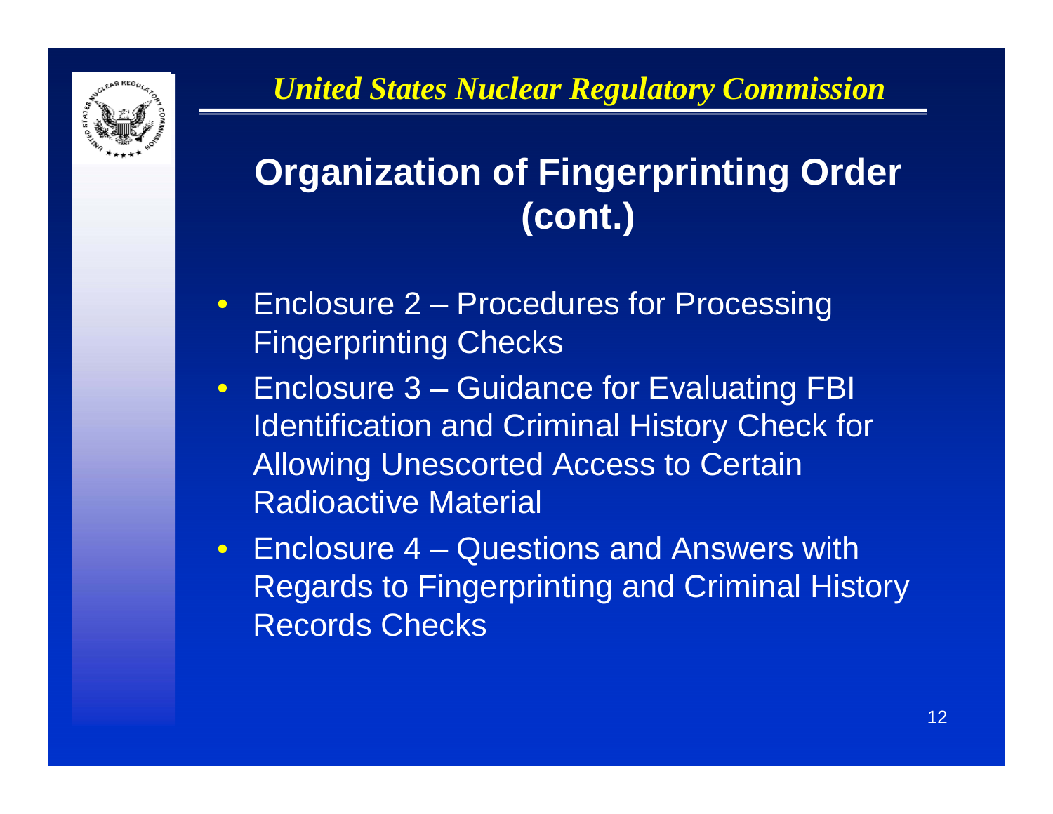*United States Nuclear Regulatory Commission*

# Organization of Fingerprinting Order (cont.)

- Enclosure 2 – Procedures for Processing Fingerprinting Checks
- Enclosure 3 – Guidance for Evaluating FBI Identification and Criminal History Check for Allowing Unescorted Access to Certain Radioactive Material
- Enclosure 4 – Questions and Answers with Regards to Fingerprinting and Criminal History Records Checks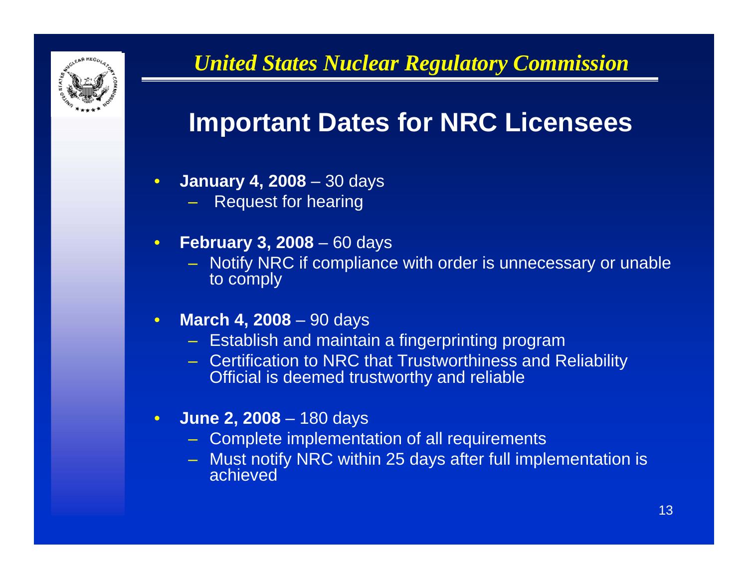*United States Nuclear Regulatory Commission*

# Important Dates for NRC Licensees

- **January 4, 2008** – 30 days
  - Request for hearing
- **February 3, 2008** – 60 days
  - Notify NRC if compliance with order is unnecessary or unable to comply
- **March 4, 2008** – 90 days
  - Establish and maintain a fingerprinting program
  - Certification to NRC that Trustworthiness and Reliability Official is deemed trustworthy and reliable
- **June 2, 2008** – 180 days
  - Complete implementation of all requirements
  - Must notify NRC within 25 days after full implementation is achieved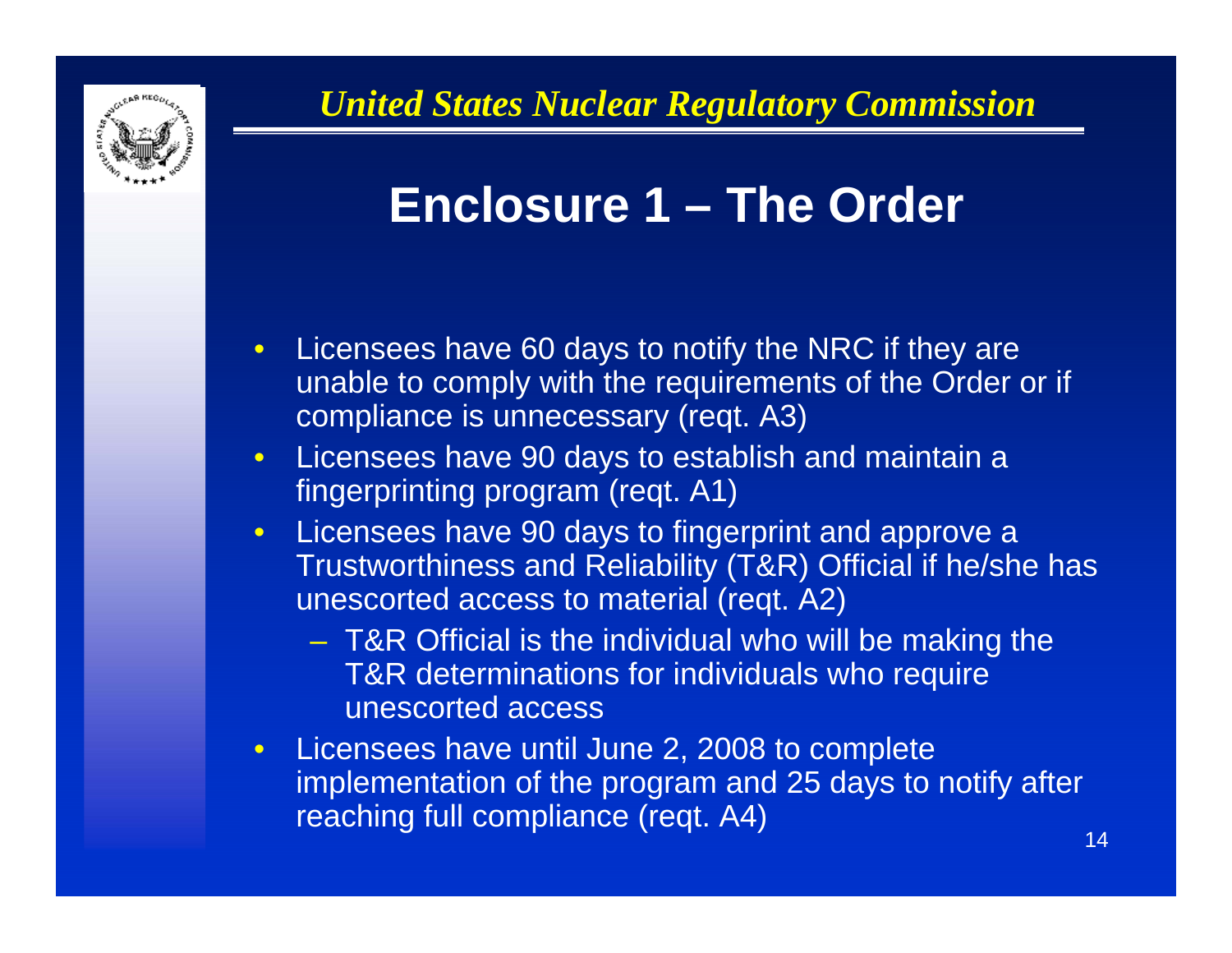# Enclosure 1 – The Order

- Licensees have 60 days to notify the NRC if they are unable to comply with the requirements of the Order or if compliance is unnecessary (reqt. A3)
- Licensees have 90 days to establish and maintain a fingerprinting program (reqt. A1)
- Licensees have 90 days to fingerprint and approve a Trustworthiness and Reliability (T&R) Official if he/she has unescorted access to material (reqt. A2)
  - T&R Official is the individual who will be making the T&R determinations for individuals who require unescorted access
- Licensees have until June 2, 2008 to complete implementation of the program and 25 days to notify after reaching full compliance (reqt. A4)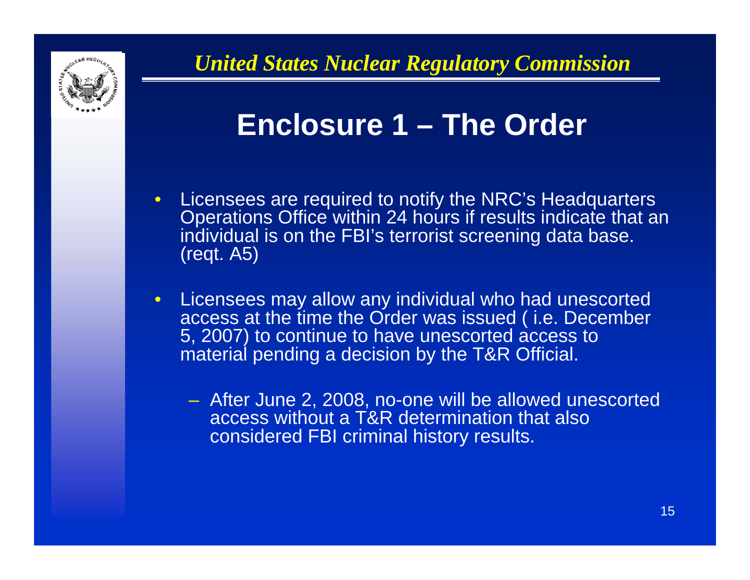# Enclosure 1 – The Order

- Licensees are required to notify the NRC's Headquarters Operations Office within 24 hours if results indicate that an individual is on the FBI's terrorist screening data base. (reqt. A5)
- Licensees may allow any individual who had unescorted access at the time the Order was issued ( i.e. December 5, 2007) to continue to have unescorted access to material pending a decision by the T&R Official.
  - After June 2, 2008, no-one will be allowed unescorted access without a T&R determination that also considered FBI criminal history results.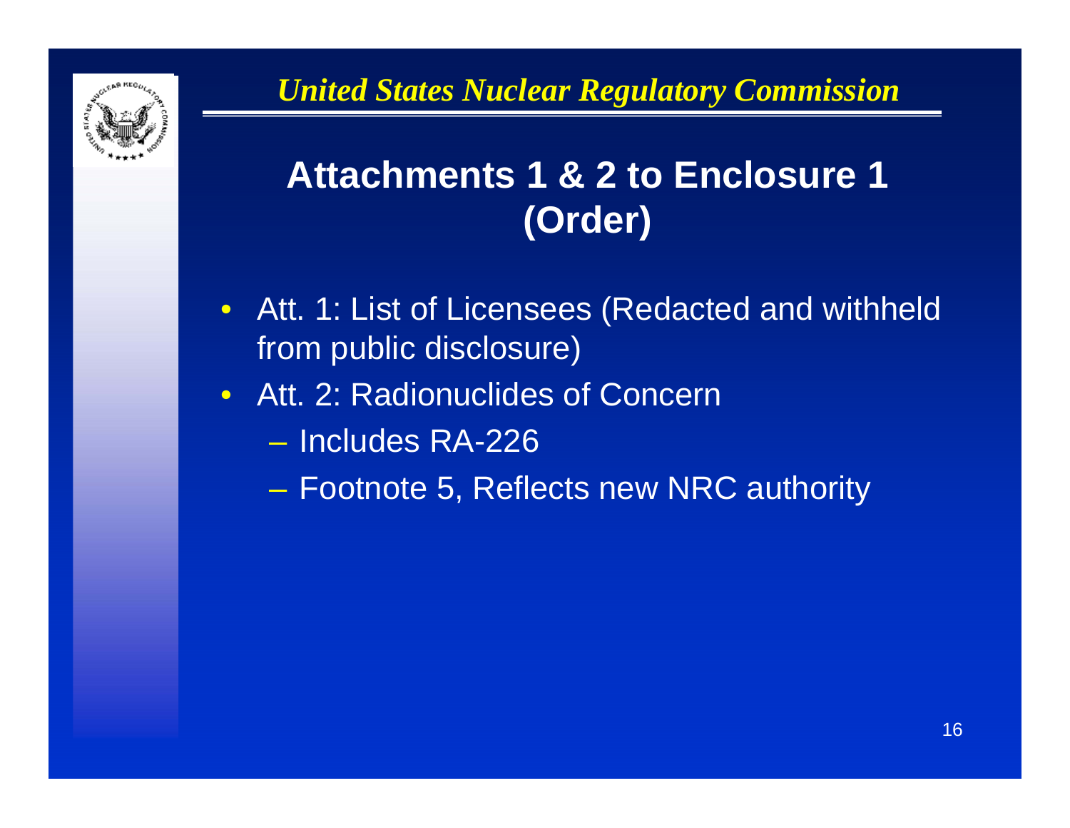# Attachments 1 & 2 to Enclosure 1 (Order)

- Att. 1: List of Licensees (Redacted and withheld from public disclosure)
- Att. 2: Radionuclides of Concern
  - Includes RA-226
  - Footnote 5, Reflects new NRC authority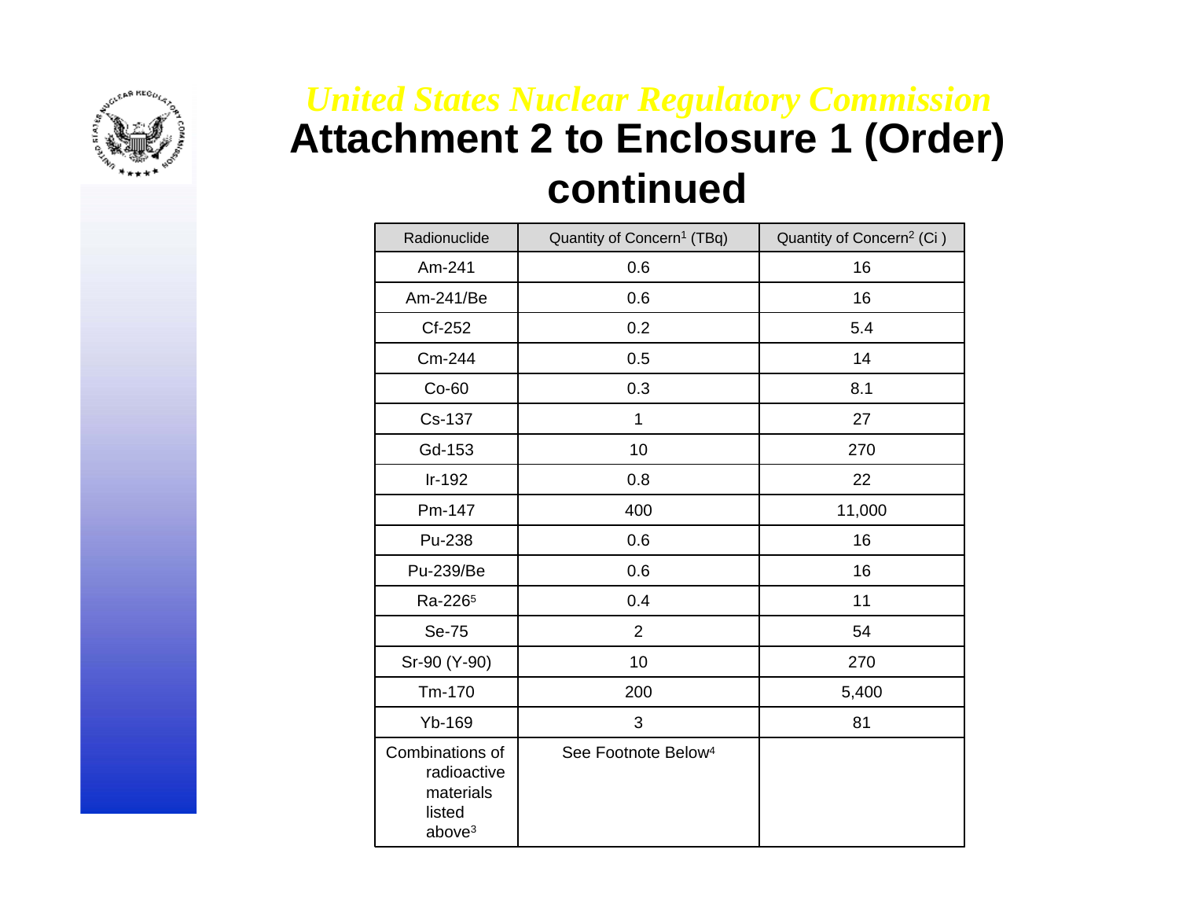*United States Nuclear Regulatory Commission*

# Attachment 2 to Enclosure 1 (Order) continued

| Radionuclide | Quantity of Concern[1] (TBq) | Quantity of Concern[2] (Ci ) |
|---|---|---|
| Am-241 | 0.6 | 16 |
| Am-241/Be | 0.6 | 16 |
| Cf-252 | 0.2 | 5.4 |
| Cm-244 | 0.5 | 14 |
| Co-60 | 0.3 | 8.1 |
| Cs-137 | 1 | 27 |
| Gd-153 | 10 | 270 |
| Ir-192 | 0.8 | 22 |
| Pm-147 | 400 | 11,000 |
| Pu-238 | 0.6 | 16 |
| Pu-239/Be | 0.6 | 16 |
| Ra-226[5] | 0.4 | 11 |
| Se-75 | 2 | 54 |
| Sr-90 (Y-90) | 10 | 270 |
| Tm-170 | 200 | 5,400 |
| Yb-169 | 3 | 81 |
| Combinations of radioactive materials listed above[3] | See Footnote Below[4] | |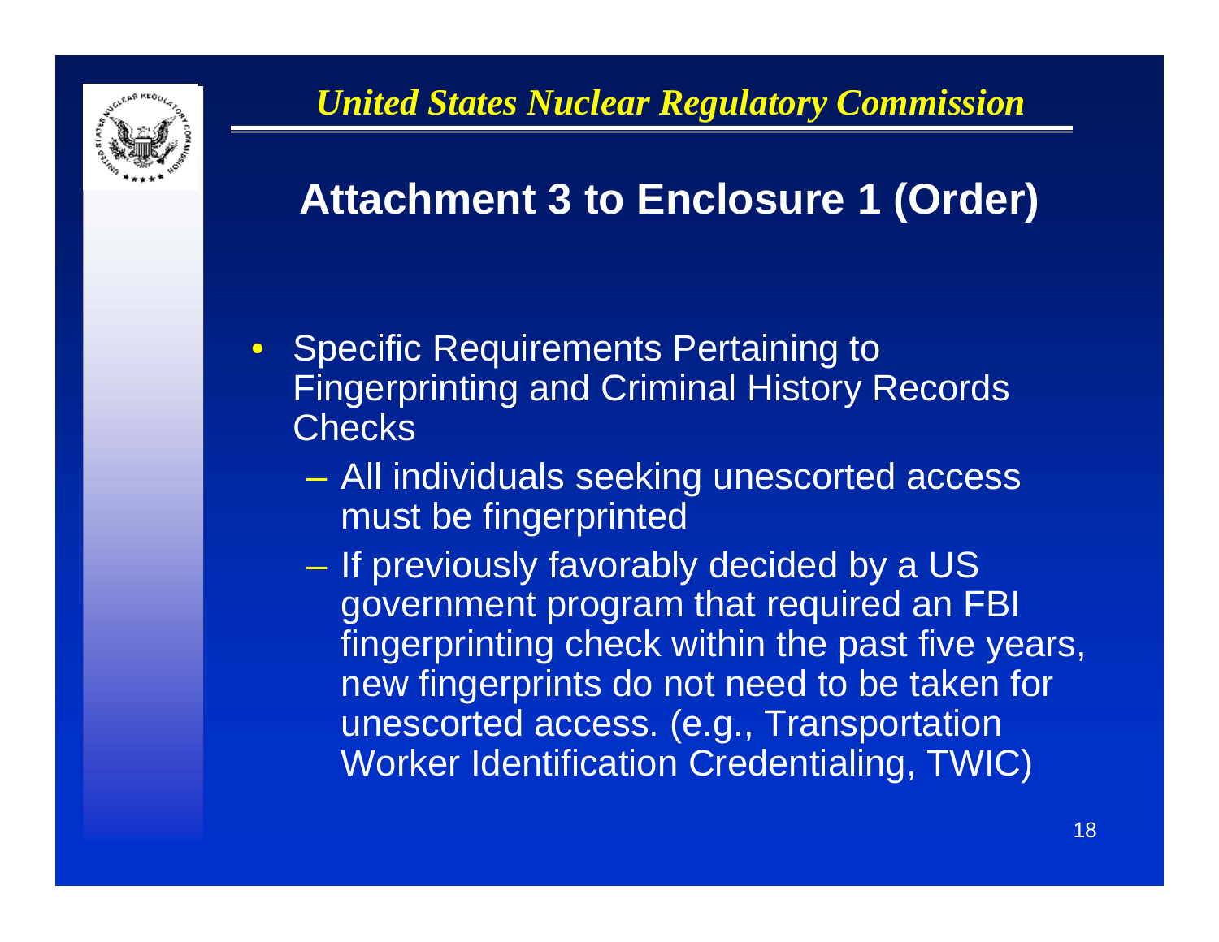*United States Nuclear Regulatory Commission*

# Attachment 3 to Enclosure 1 (Order)

- Specific Requirements Pertaining to Fingerprinting and Criminal History Records Checks
  - All individuals seeking unescorted access must be fingerprinted
  - If previously favorably decided by a US government program that required an FBI fingerprinting check within the past five years, new fingerprints do not need to be taken for unescorted access. (e.g., Transportation Worker Identification Credentialing, TWIC)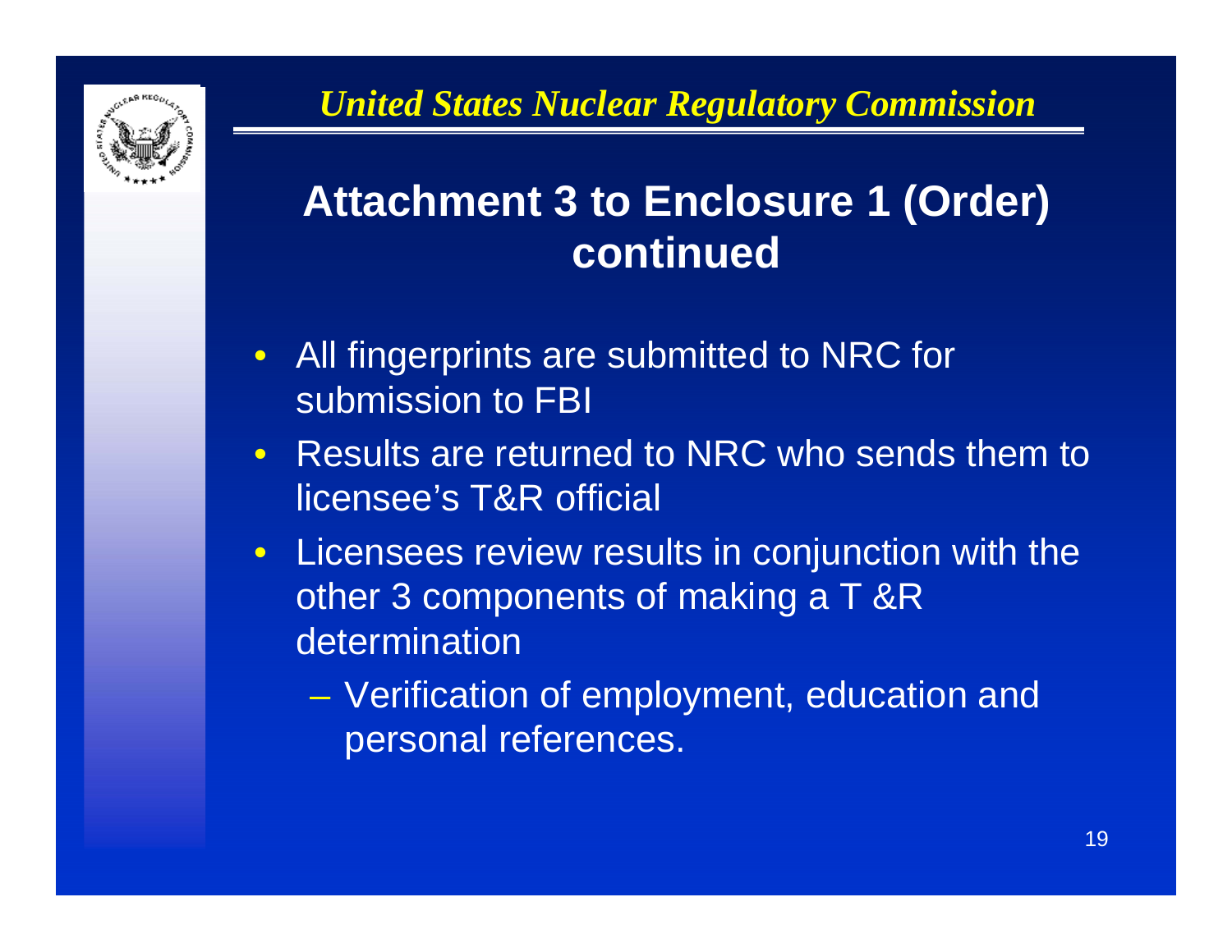# Attachment 3 to Enclosure 1 (Order) continued

- All fingerprints are submitted to NRC for submission to FBI
- Results are returned to NRC who sends them to licensee's T&R official
- Licensees review results in conjunction with the other 3 components of making a T &R determination
  - Verification of employment, education and personal references.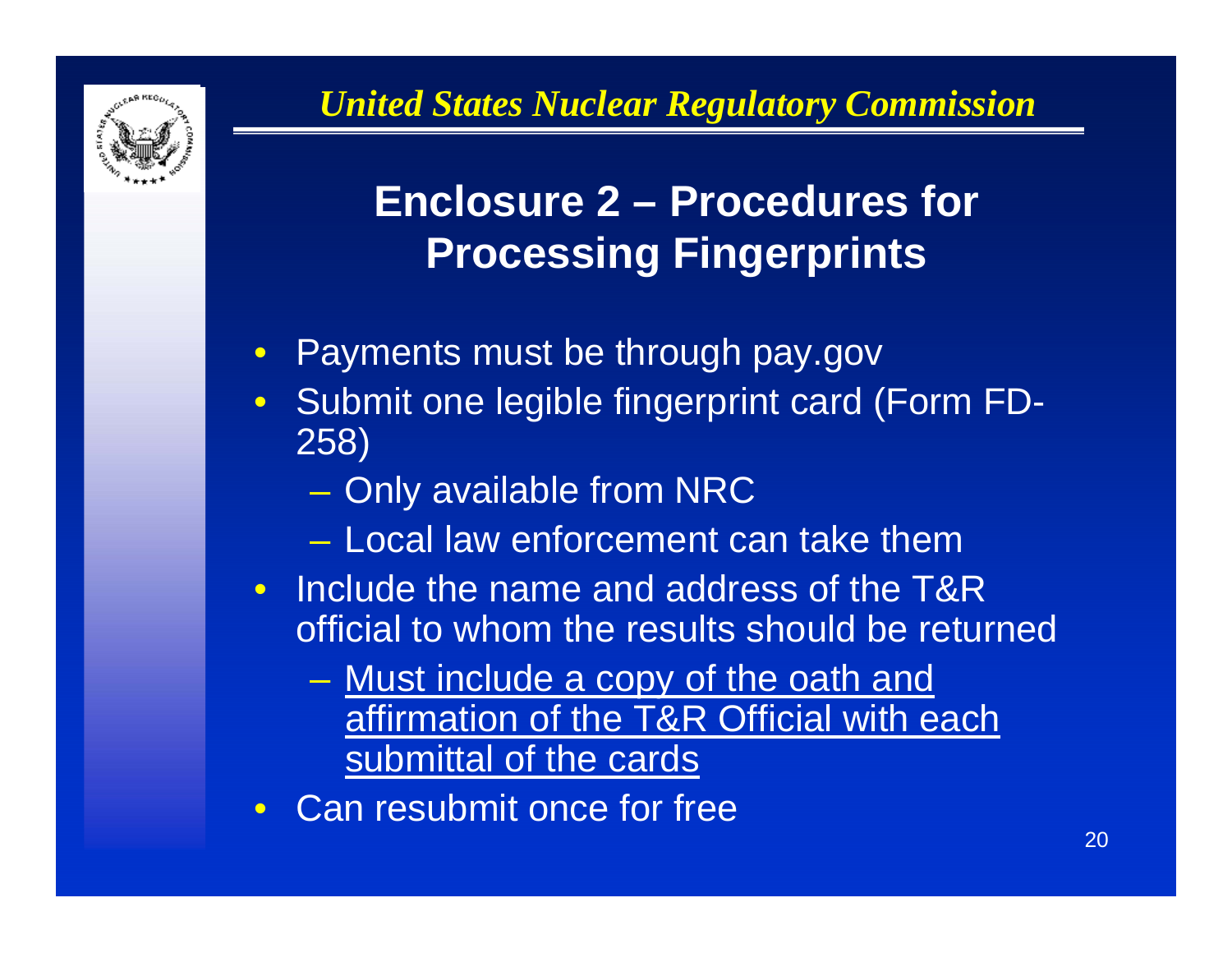*United States Nuclear Regulatory Commission*

# Enclosure 2 – Procedures for Processing Fingerprints

- Payments must be through pay.gov
- Submit one legible fingerprint card (Form FD-258)
  - Only available from NRC
  - Local law enforcement can take them
- Include the name and address of the T&R official to whom the results should be returned
  - <u>Must include a copy of the oath and affirmation of the T&R Official with each submittal of the cards</u>
- Can resubmit once for free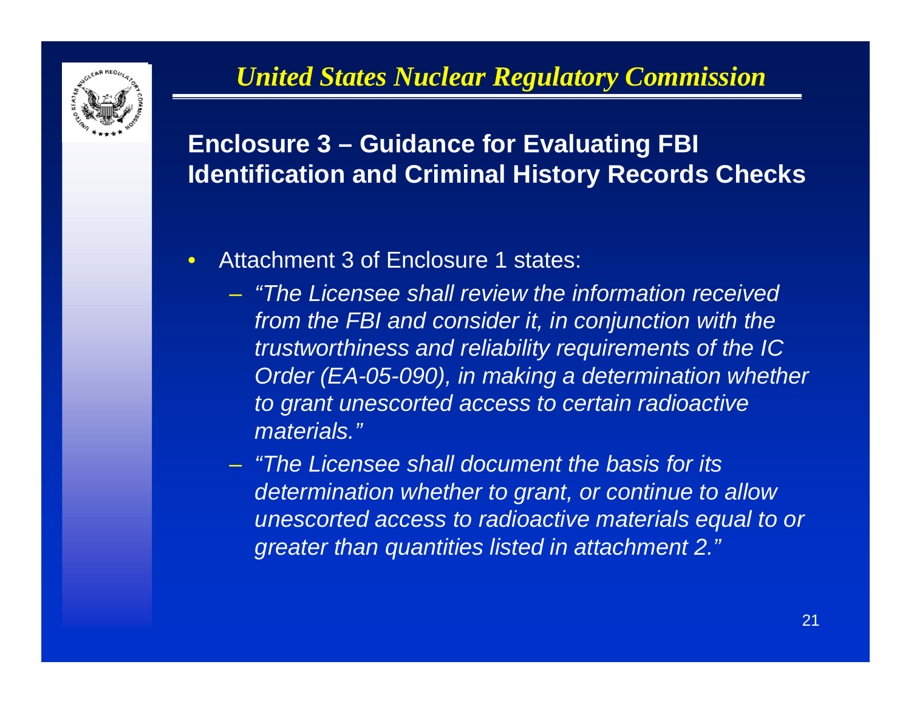*United States Nuclear Regulatory Commission*

## Enclosure 3 – Guidance for Evaluating FBI Identification and Criminal History Records Checks

- Attachment 3 of Enclosure 1 states:
  - *"The Licensee shall review the information received from the FBI and consider it, in conjunction with the trustworthiness and reliability requirements of the IC Order (EA-05-090), in making a determination whether to grant unescorted access to certain radioactive materials."*
  - *"The Licensee shall document the basis for its determination whether to grant, or continue to allow unescorted access to radioactive materials equal to or greater than quantities listed in attachment 2."*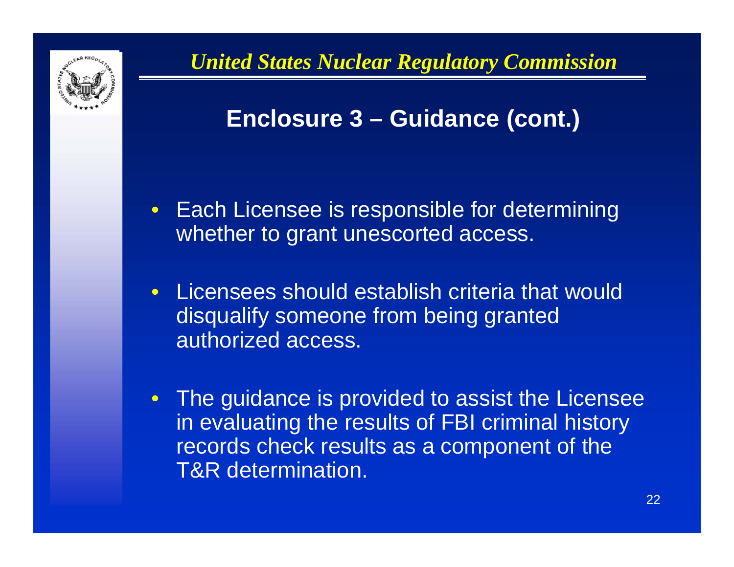*United States Nuclear Regulatory Commission*

## Enclosure 3 – Guidance (cont.)

- Each Licensee is responsible for determining whether to grant unescorted access.
- Licensees should establish criteria that would disqualify someone from being granted authorized access.
- The guidance is provided to assist the Licensee in evaluating the results of FBI criminal history records check results as a component of the T&R determination.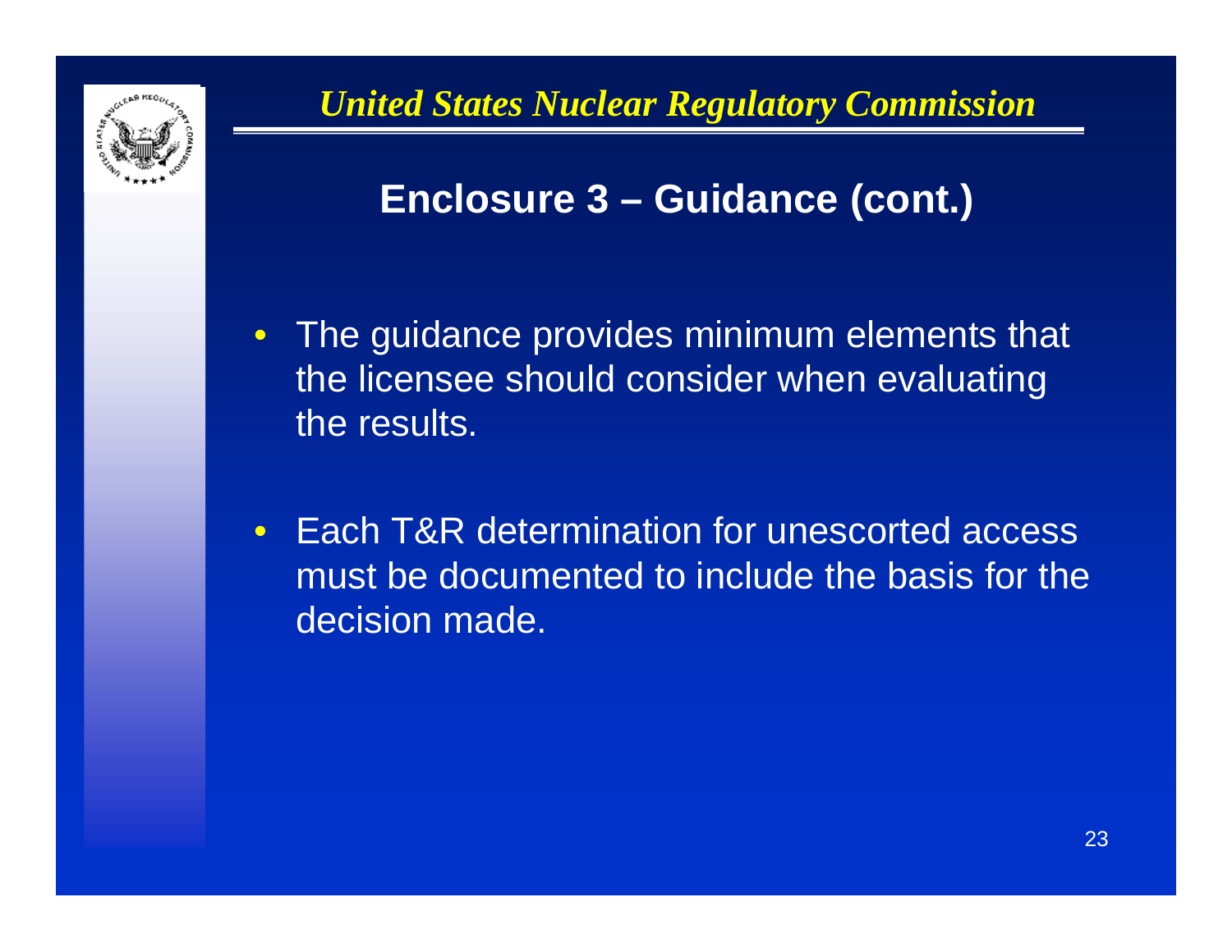# Enclosure 3 – Guidance (cont.)

- The guidance provides minimum elements that the licensee should consider when evaluating the results.
- Each T&R determination for unescorted access must be documented to include the basis for the decision made.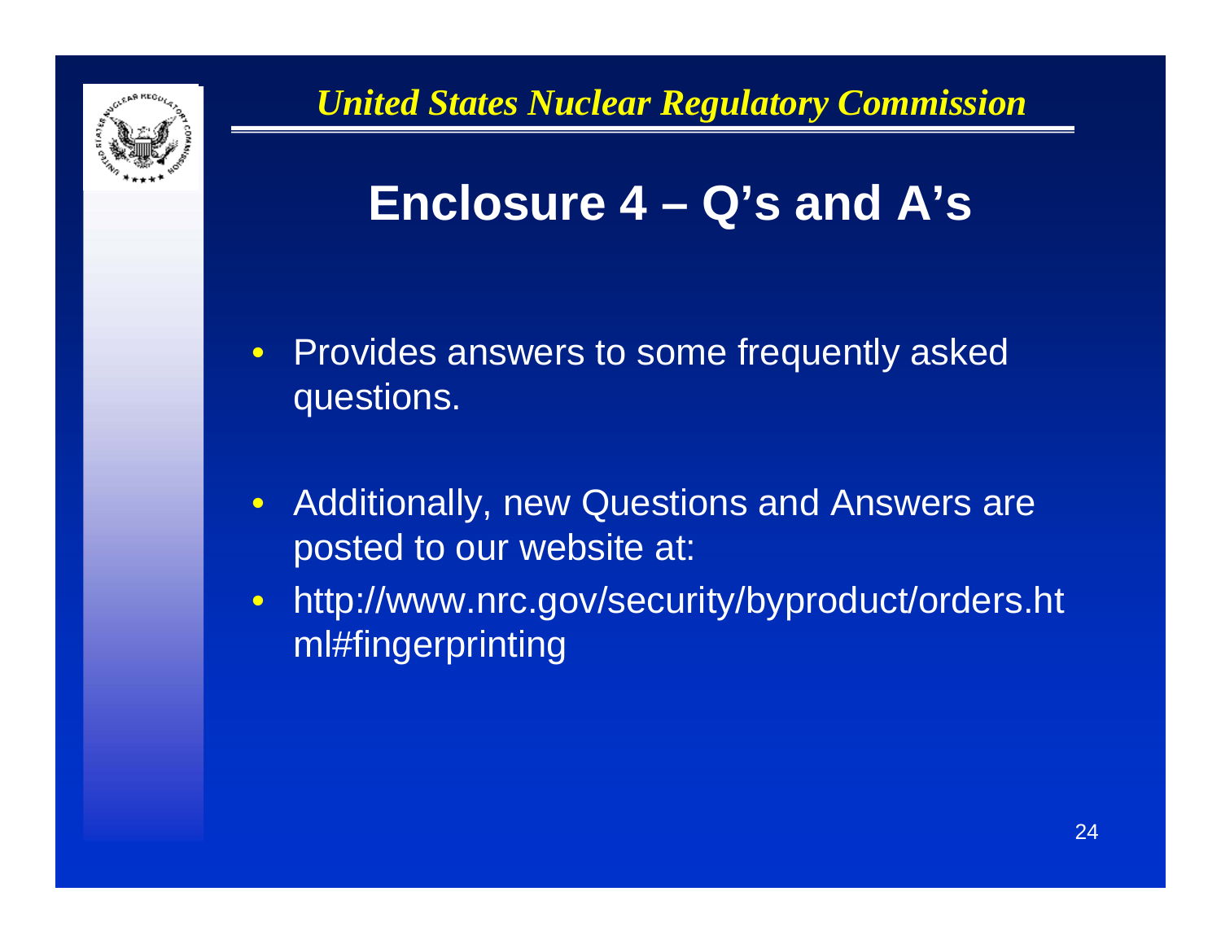*United States Nuclear Regulatory Commission*

# Enclosure 4 – Q's and A's

- Provides answers to some frequently asked questions.
- Additionally, new Questions and Answers are posted to our website at:
- http://www.nrc.gov/security/byproduct/orders.html#fingerprinting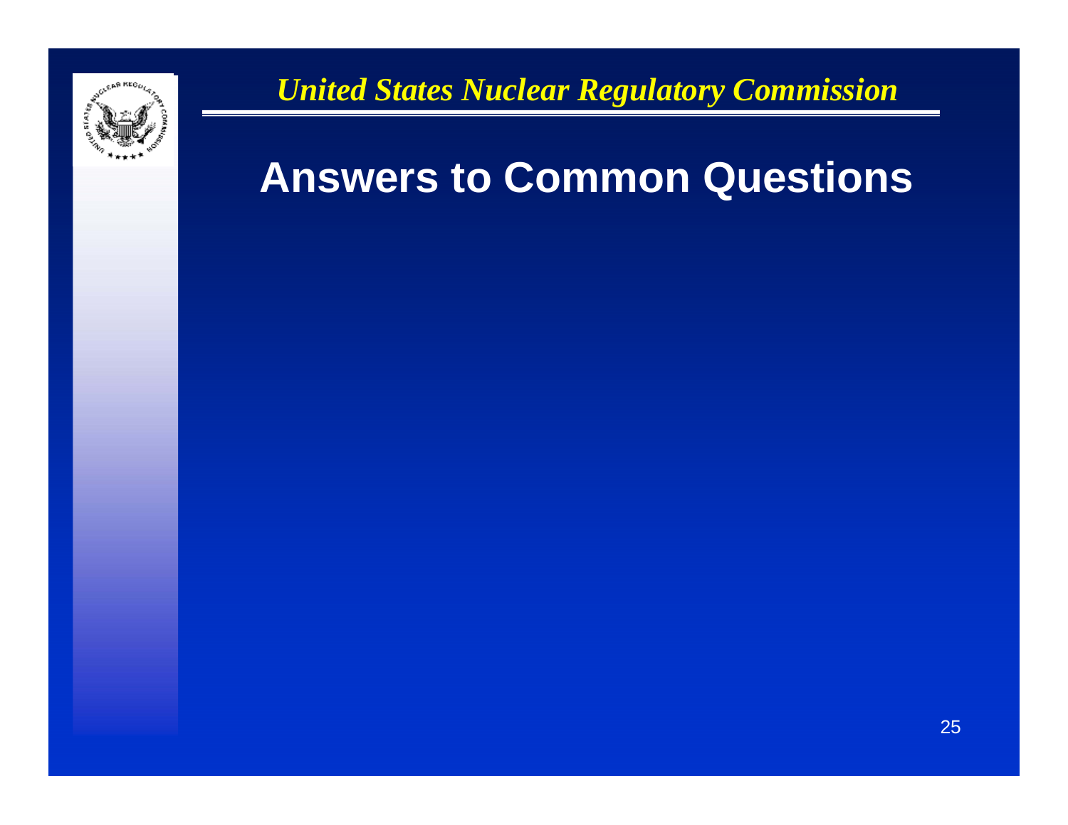# Answers to Common Questions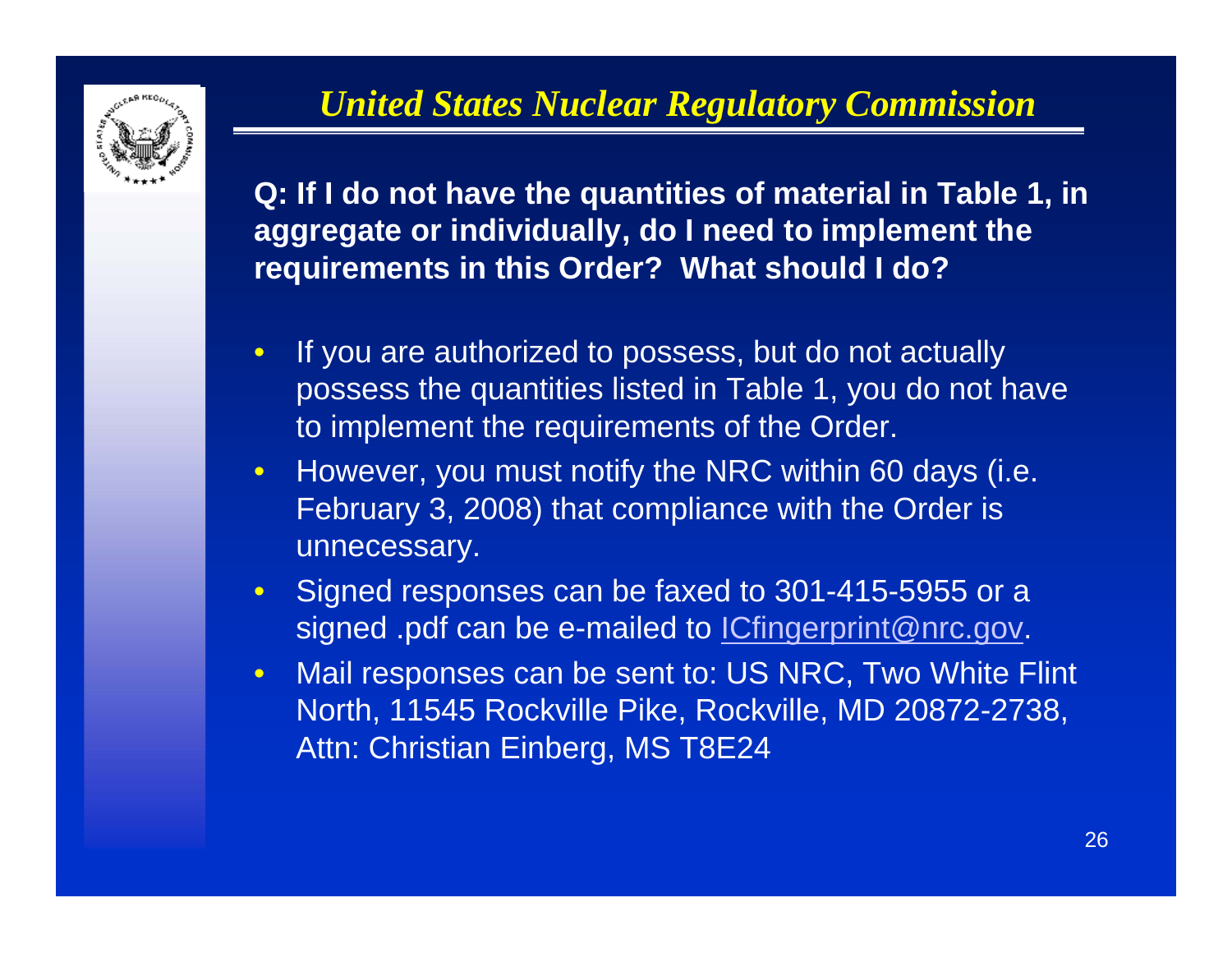**Q: If I do not have the quantities of material in Table 1, in aggregate or individually, do I need to implement the requirements in this Order? What should I do?**

- If you are authorized to possess, but do not actually possess the quantities listed in Table 1, you do not have to implement the requirements of the Order.
- However, you must notify the NRC within 60 days (i.e. February 3, 2008) that compliance with the Order is unnecessary.
- Signed responses can be faxed to 301-415-5955 or a signed .pdf can be e-mailed to ICfingerprint@nrc.gov.
- Mail responses can be sent to: US NRC, Two White Flint North, 11545 Rockville Pike, Rockville, MD 20872-2738, Attn: Christian Einberg, MS T8E24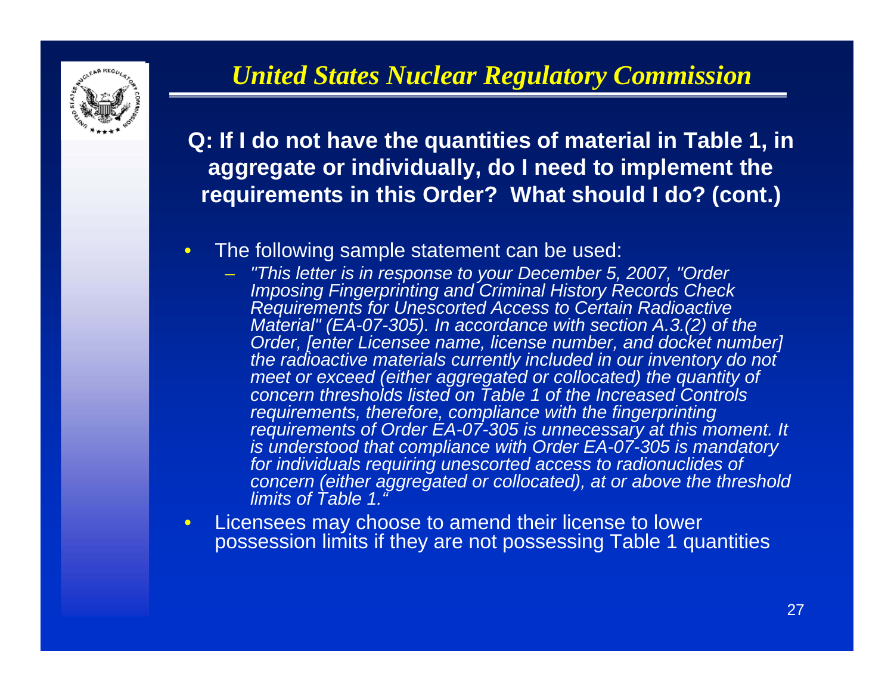## United States Nuclear Regulatory Commission

**Q: If I do not have the quantities of material in Table 1, in aggregate or individually, do I need to implement the requirements in this Order? What should I do? (cont.)**

- The following sample statement can be used:
  - *"This letter is in response to your December 5, 2007, "Order Imposing Fingerprinting and Criminal History Records Check Requirements for Unescorted Access to Certain Radioactive Material" (EA-07-305). In accordance with section A.3.(2) of the Order, [enter Licensee name, license number, and docket number] the radioactive materials currently included in our inventory do not meet or exceed (either aggregated or collocated) the quantity of concern thresholds listed on Table 1 of the Increased Controls requirements, therefore, compliance with the fingerprinting requirements of Order EA-07-305 is unnecessary at this moment. It is understood that compliance with Order EA-07-305 is mandatory for individuals requiring unescorted access to radionuclides of concern (either aggregated or collocated), at or above the threshold limits of Table 1."*
- Licensees may choose to amend their license to lower possession limits if they are not possessing Table 1 quantities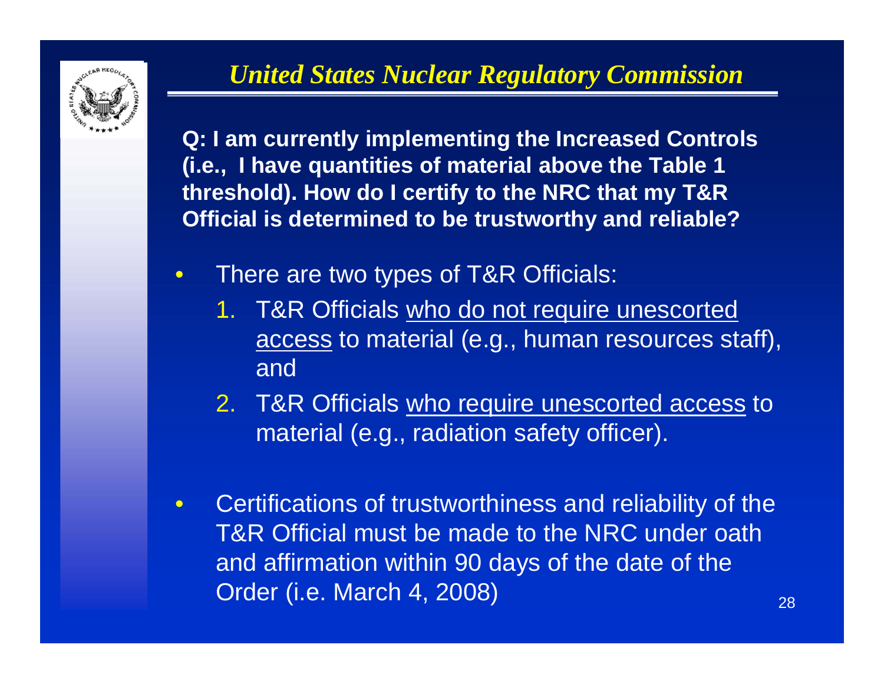## *United States Nuclear Regulatory Commission*

**Q: I am currently implementing the Increased Controls (i.e., I have quantities of material above the Table 1 threshold). How do I certify to the NRC that my T&R Official is determined to be trustworthy and reliable?**

- There are two types of T&R Officials:
  1. T&R Officials <u>who do not require unescorted access</u> to material (e.g., human resources staff), and
  2. T&R Officials <u>who require unescorted access</u> to material (e.g., radiation safety officer).

- Certifications of trustworthiness and reliability of the T&R Official must be made to the NRC under oath and affirmation within 90 days of the date of the Order (i.e. March 4, 2008)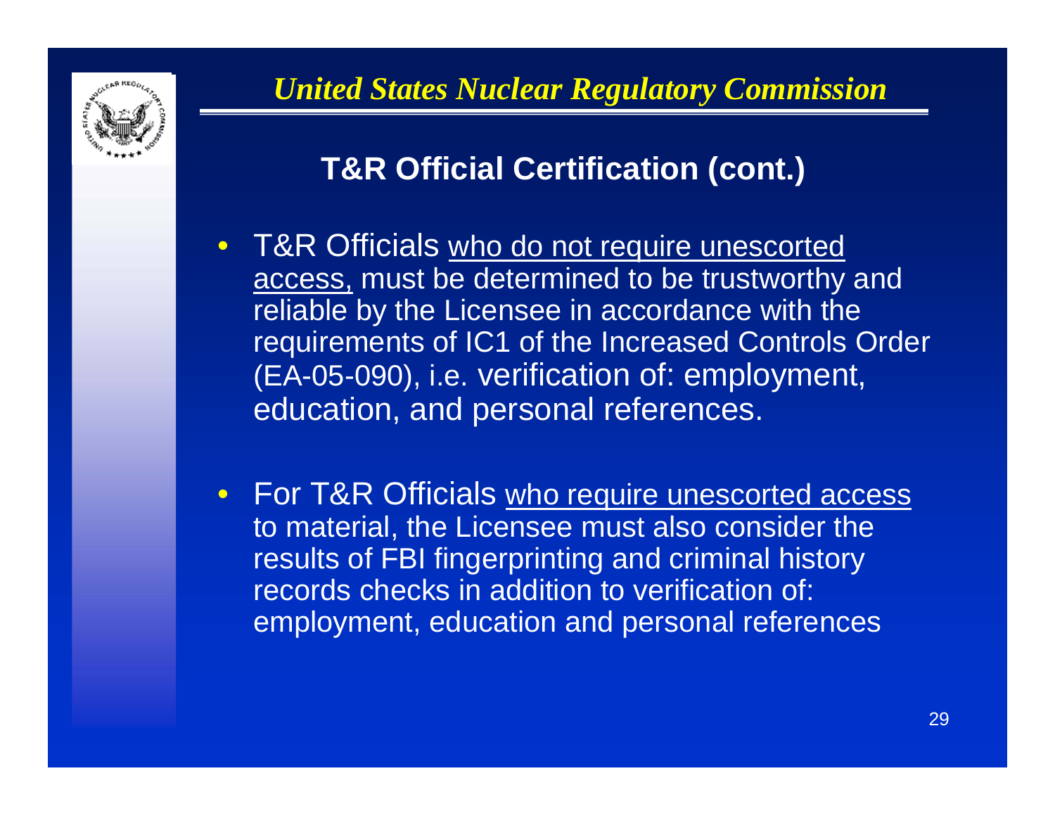## T&R Official Certification (cont.)

- T&R Officials <u>who do not require unescorted access,</u> must be determined to be trustworthy and reliable by the Licensee in accordance with the requirements of IC1 of the Increased Controls Order (EA-05-090), i.e. verification of: employment, education, and personal references.

- For T&R Officials <u>who require unescorted access</u> to material, the Licensee must also consider the results of FBI fingerprinting and criminal history records checks in addition to verification of: employment, education and personal references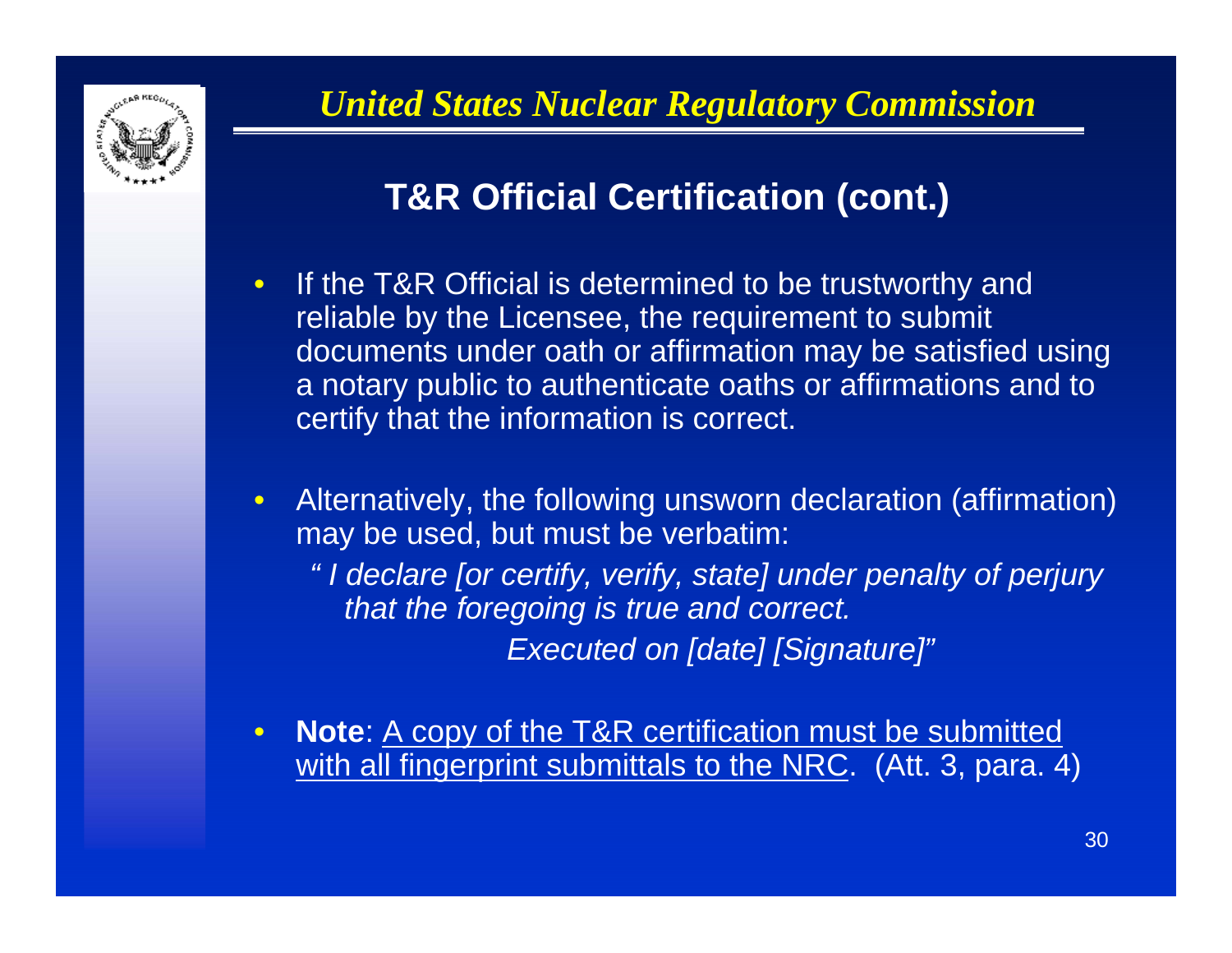## T&R Official Certification (cont.)

- If the T&R Official is determined to be trustworthy and reliable by the Licensee, the requirement to submit documents under oath or affirmation may be satisfied using a notary public to authenticate oaths or affirmations and to certify that the information is correct.
- Alternatively, the following unsworn declaration (affirmation) may be used, but must be verbatim:

  *" I declare [or certify, verify, state] under penalty of perjury that the foregoing is true and correct.*

  *Executed on [date] [Signature]"*

- **Note**: <u>A copy of the T&R certification must be submitted with all fingerprint submittals to the NRC</u>. (Att. 3, para. 4)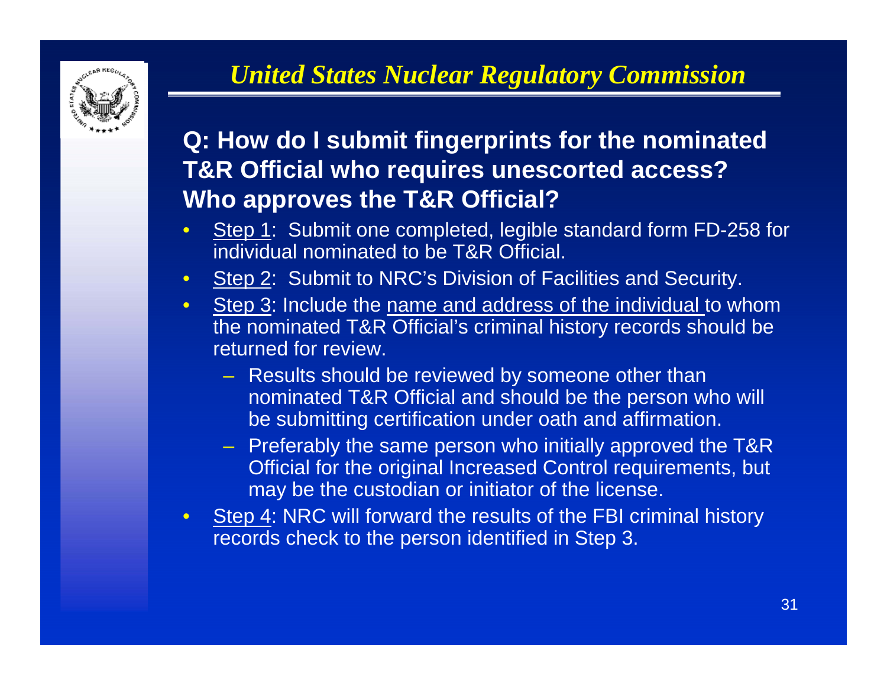## United States Nuclear Regulatory Commission

### Q: How do I submit fingerprints for the nominated T&R Official who requires unescorted access? Who approves the T&R Official?

- Step 1: Submit one completed, legible standard form FD-258 for individual nominated to be T&R Official.
- Step 2: Submit to NRC's Division of Facilities and Security.
- Step 3: Include the name and address of the individual to whom the nominated T&R Official's criminal history records should be returned for review.
  - Results should be reviewed by someone other than nominated T&R Official and should be the person who will be submitting certification under oath and affirmation.
  - Preferably the same person who initially approved the T&R Official for the original Increased Control requirements, but may be the custodian or initiator of the license.
- Step 4: NRC will forward the results of the FBI criminal history records check to the person identified in Step 3.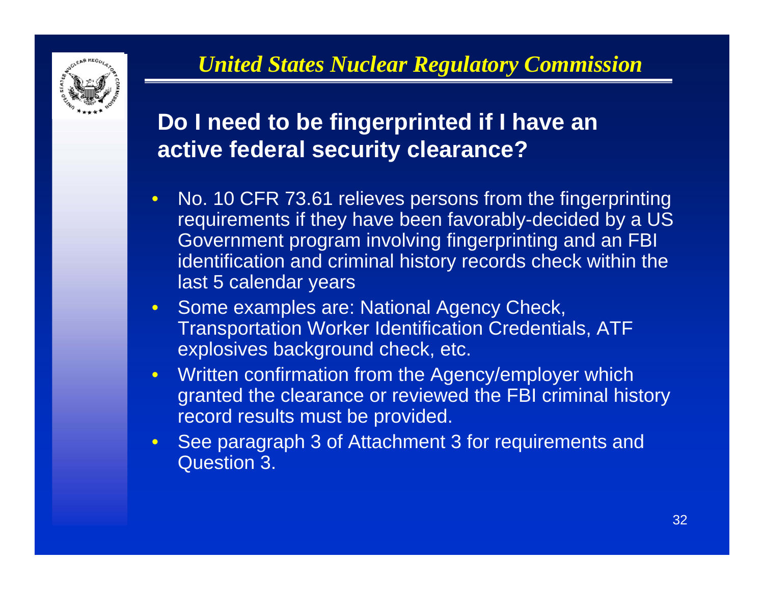## Do I need to be fingerprinted if I have an active federal security clearance?

- No. 10 CFR 73.61 relieves persons from the fingerprinting requirements if they have been favorably-decided by a US Government program involving fingerprinting and an FBI identification and criminal history records check within the last 5 calendar years
- Some examples are: National Agency Check, Transportation Worker Identification Credentials, ATF explosives background check, etc.
- Written confirmation from the Agency/employer which granted the clearance or reviewed the FBI criminal history record results must be provided.
- See paragraph 3 of Attachment 3 for requirements and Question 3.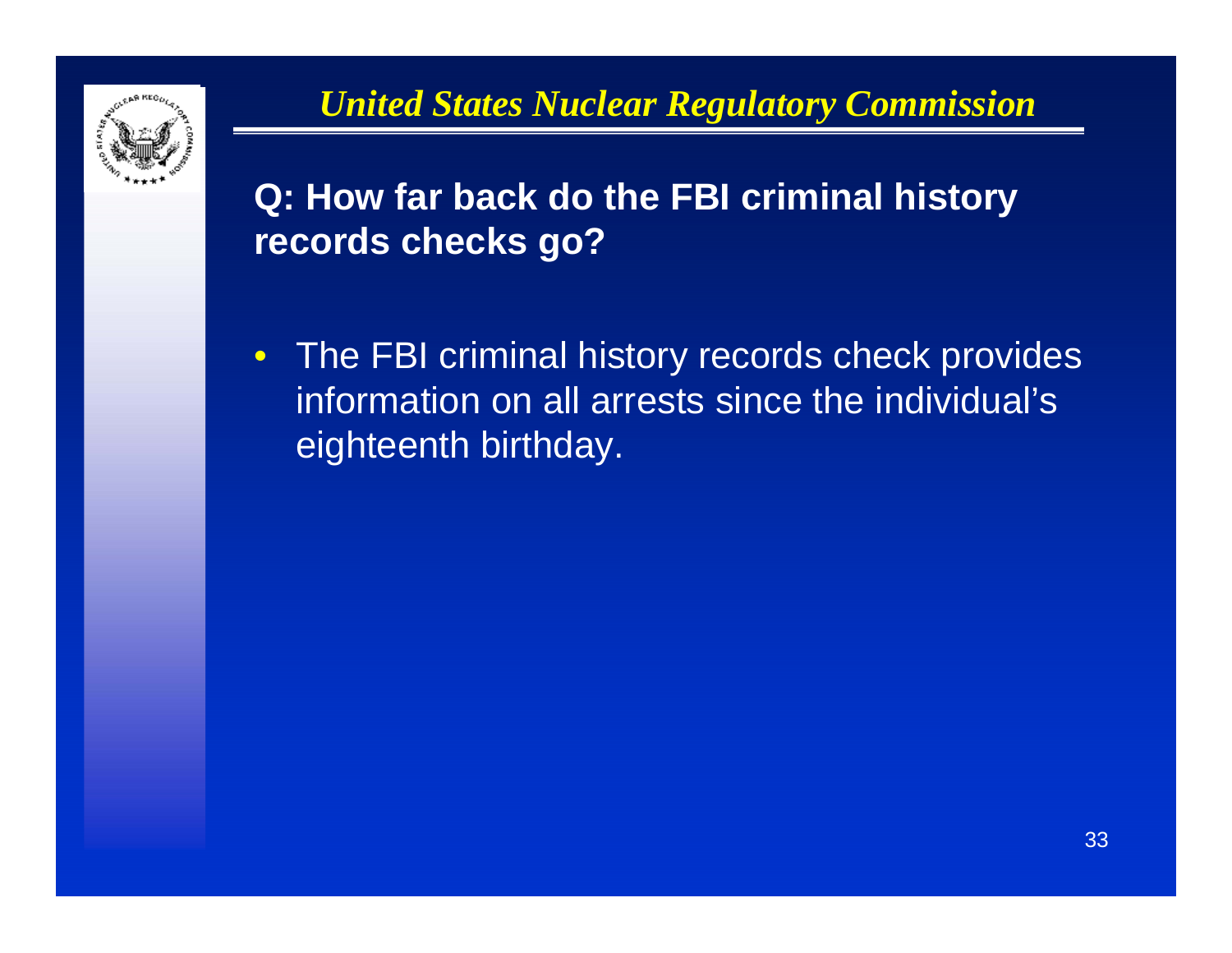**Q: How far back do the FBI criminal history records checks go?**

- The FBI criminal history records check provides information on all arrests since the individual's eighteenth birthday.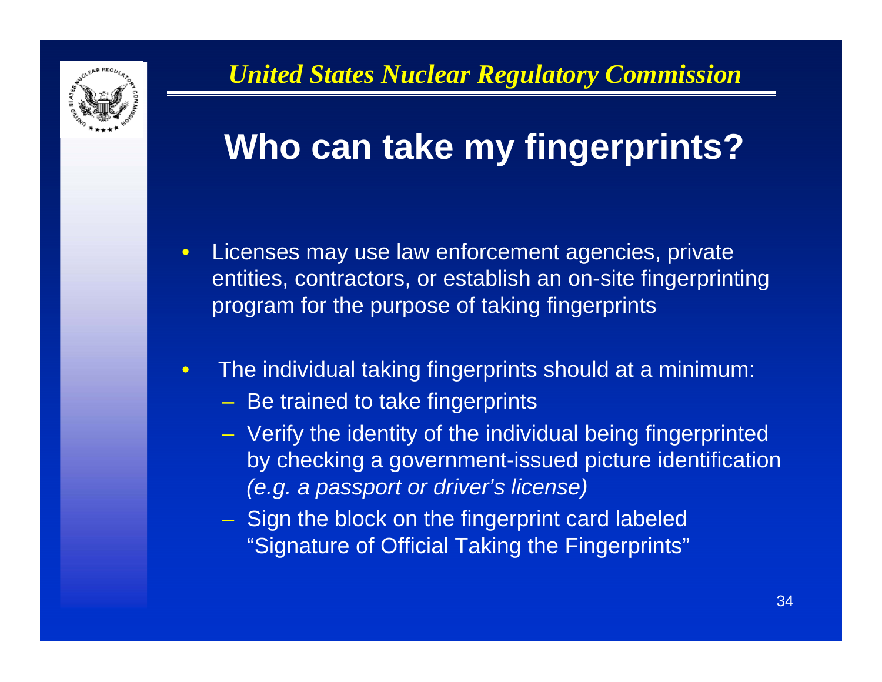# Who can take my fingerprints?

- Licenses may use law enforcement agencies, private entities, contractors, or establish an on-site fingerprinting program for the purpose of taking fingerprints
- The individual taking fingerprints should at a minimum:
  - Be trained to take fingerprints
  - Verify the identity of the individual being fingerprinted by checking a government-issued picture identification *(e.g. a passport or driver's license)*
  - Sign the block on the fingerprint card labeled "Signature of Official Taking the Fingerprints"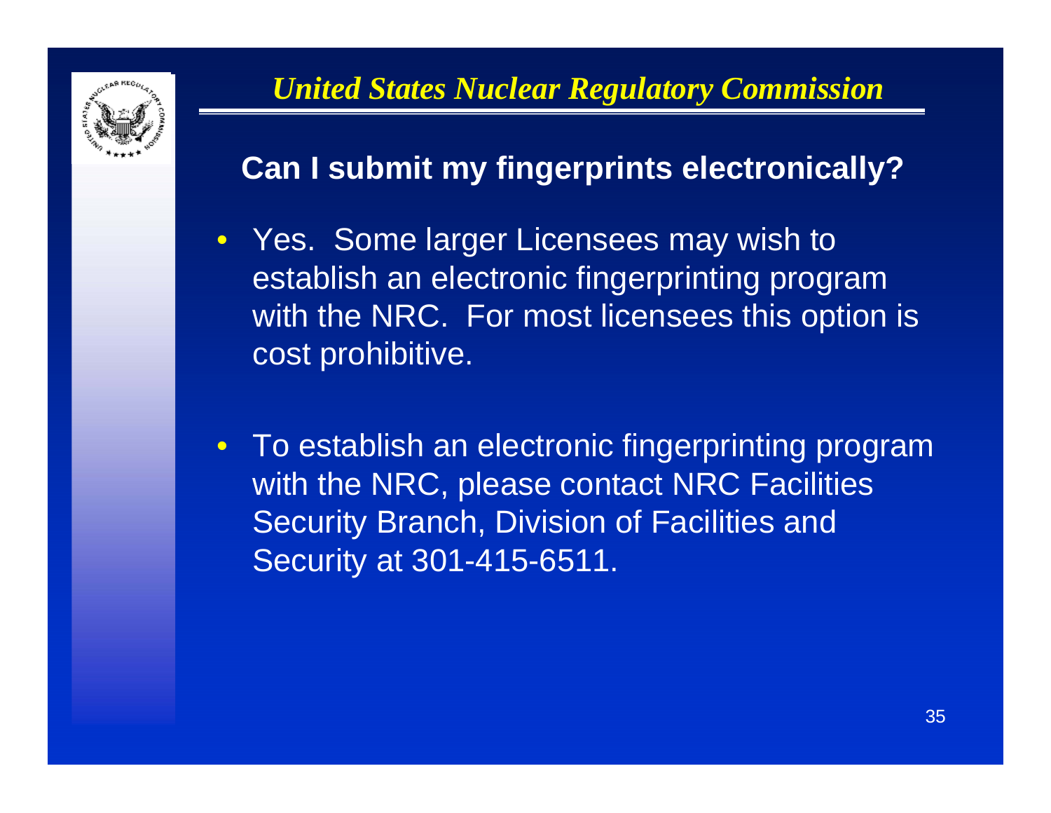*United States Nuclear Regulatory Commission*

## Can I submit my fingerprints electronically?

- Yes. Some larger Licensees may wish to establish an electronic fingerprinting program with the NRC. For most licensees this option is cost prohibitive.

- To establish an electronic fingerprinting program with the NRC, please contact NRC Facilities Security Branch, Division of Facilities and Security at 301-415-6511.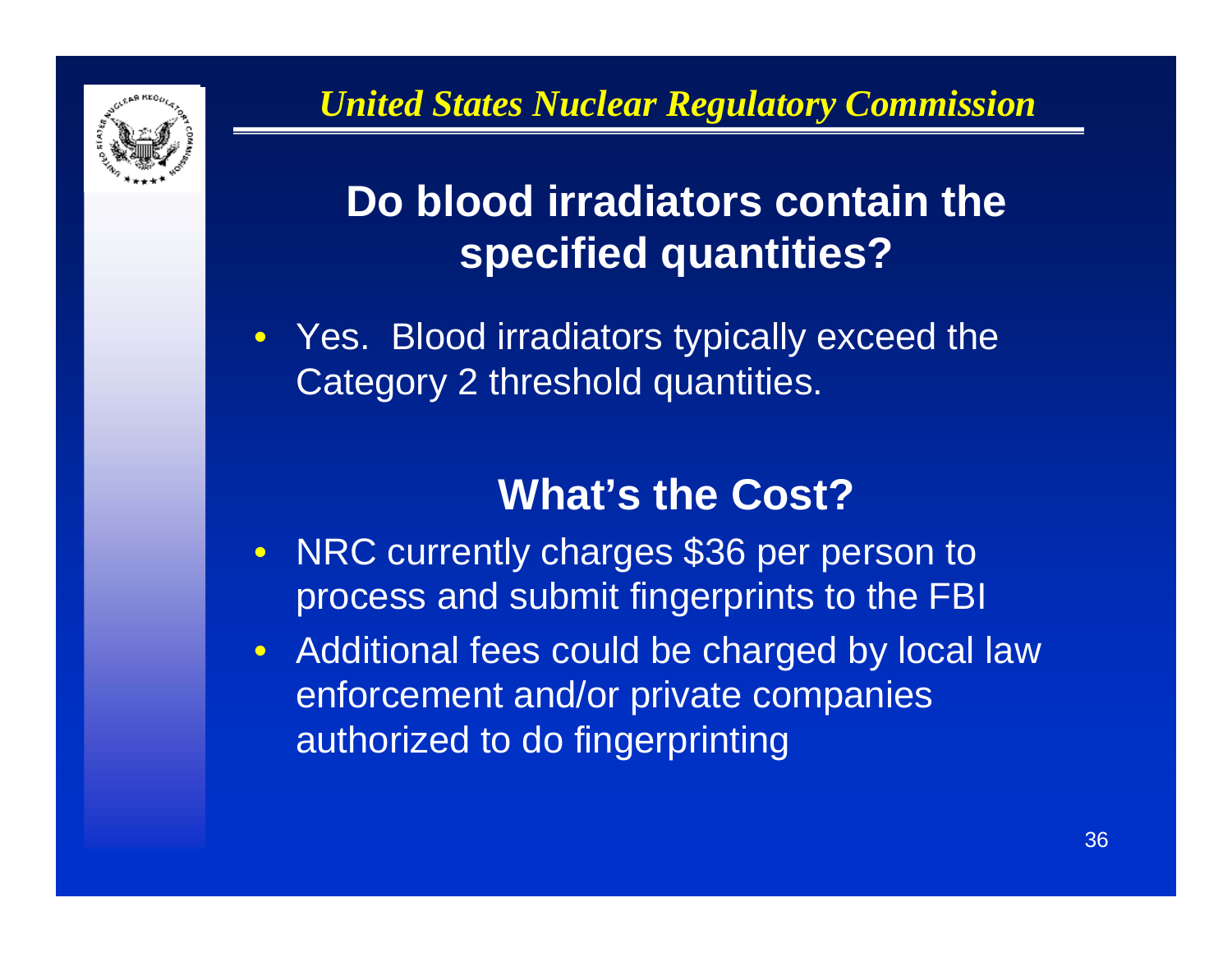## Do blood irradiators contain the specified quantities?

- Yes. Blood irradiators typically exceed the Category 2 threshold quantities.

## What's the Cost?

- NRC currently charges $36 per person to process and submit fingerprints to the FBI
- Additional fees could be charged by local law enforcement and/or private companies authorized to do fingerprinting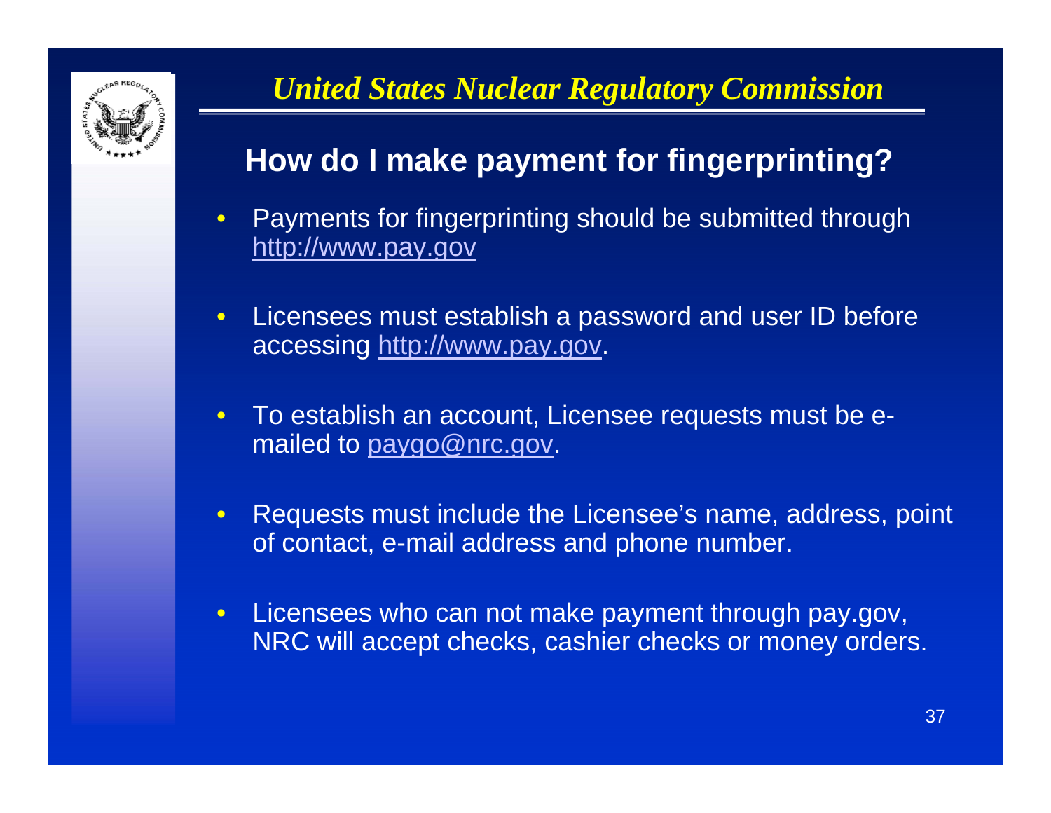*United States Nuclear Regulatory Commission*

## How do I make payment for fingerprinting?

- Payments for fingerprinting should be submitted through http://www.pay.gov
- Licensees must establish a password and user ID before accessing http://www.pay.gov.
- To establish an account, Licensee requests must be e-mailed to paygo@nrc.gov.
- Requests must include the Licensee's name, address, point of contact, e-mail address and phone number.
- Licensees who can not make payment through pay.gov, NRC will accept checks, cashier checks or money orders.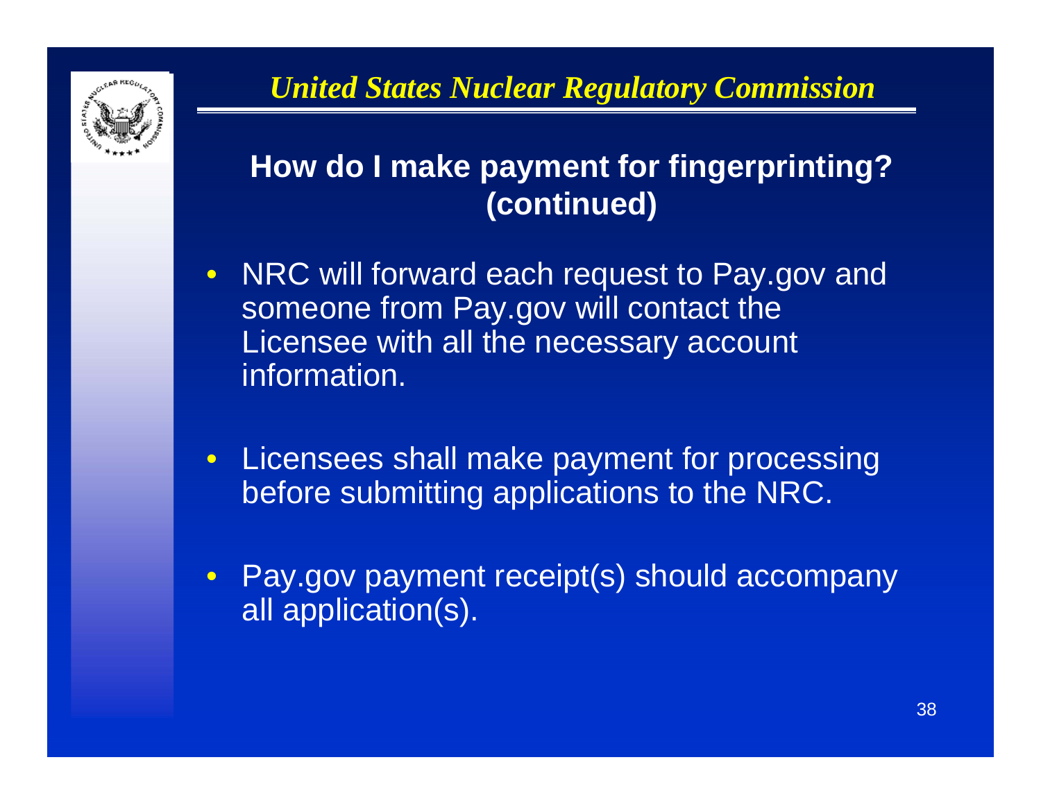## How do I make payment for fingerprinting? (continued)

- NRC will forward each request to Pay.gov and someone from Pay.gov will contact the Licensee with all the necessary account information.
- Licensees shall make payment for processing before submitting applications to the NRC.
- Pay.gov payment receipt(s) should accompany all application(s).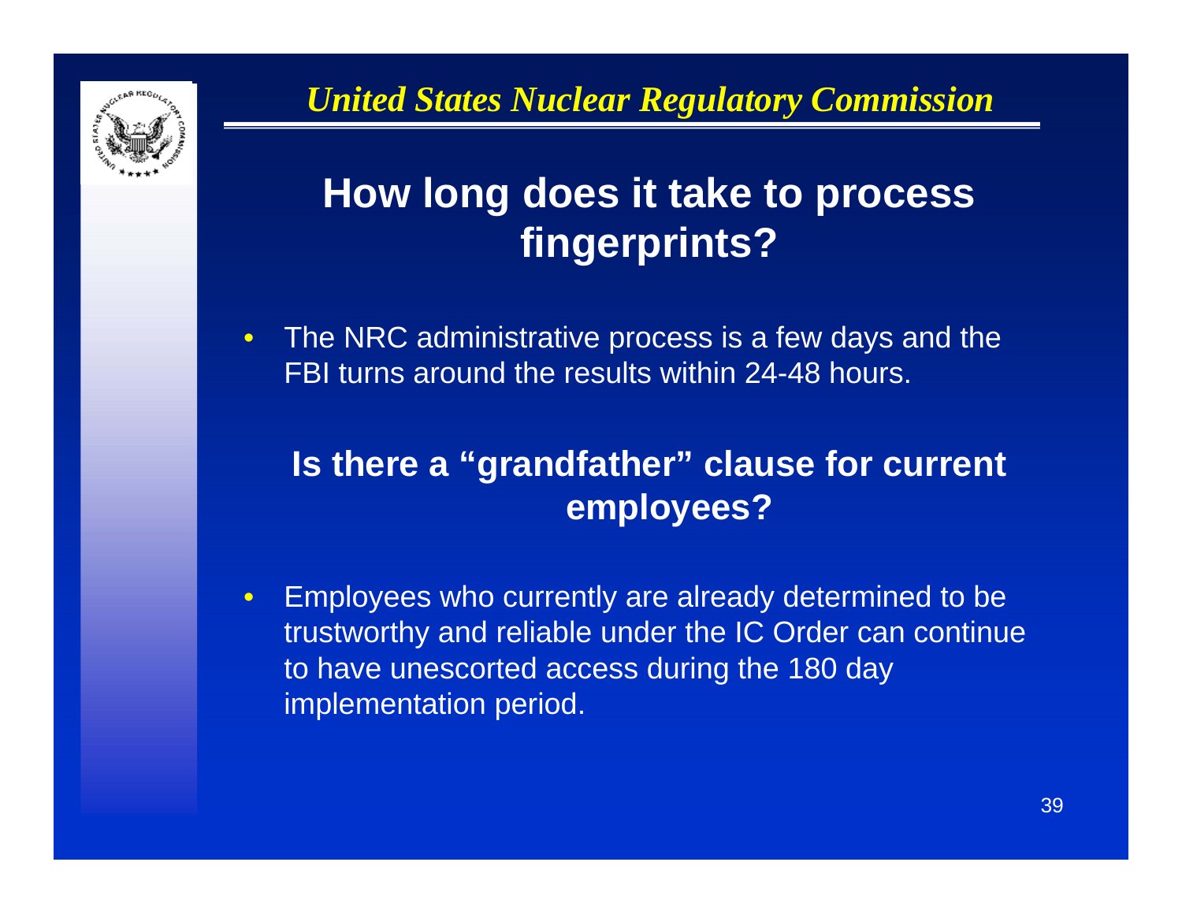## How long does it take to process fingerprints?

- The NRC administrative process is a few days and the FBI turns around the results within 24-48 hours.

## Is there a "grandfather" clause for current employees?

- Employees who currently are already determined to be trustworthy and reliable under the IC Order can continue to have unescorted access during the 180 day implementation period.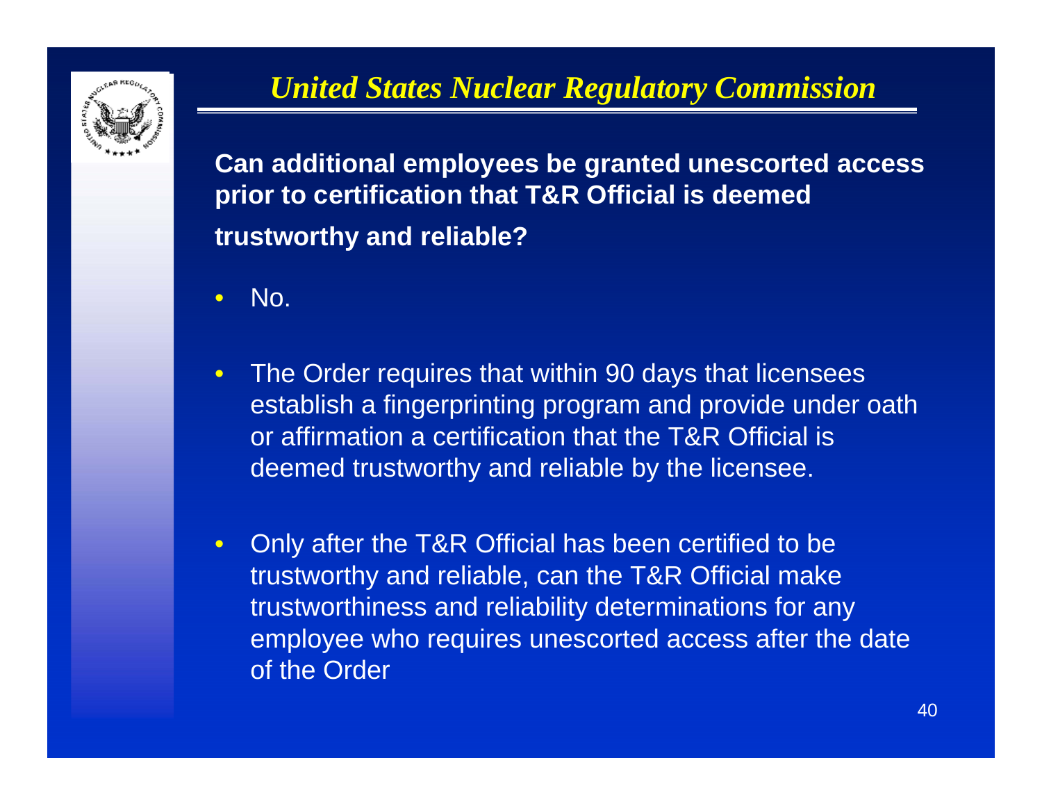## United States Nuclear Regulatory Commission

**Can additional employees be granted unescorted access prior to certification that T&R Official is deemed trustworthy and reliable?**

- No.
- The Order requires that within 90 days that licensees establish a fingerprinting program and provide under oath or affirmation a certification that the T&R Official is deemed trustworthy and reliable by the licensee.
- Only after the T&R Official has been certified to be trustworthy and reliable, can the T&R Official make trustworthiness and reliability determinations for any employee who requires unescorted access after the date of the Order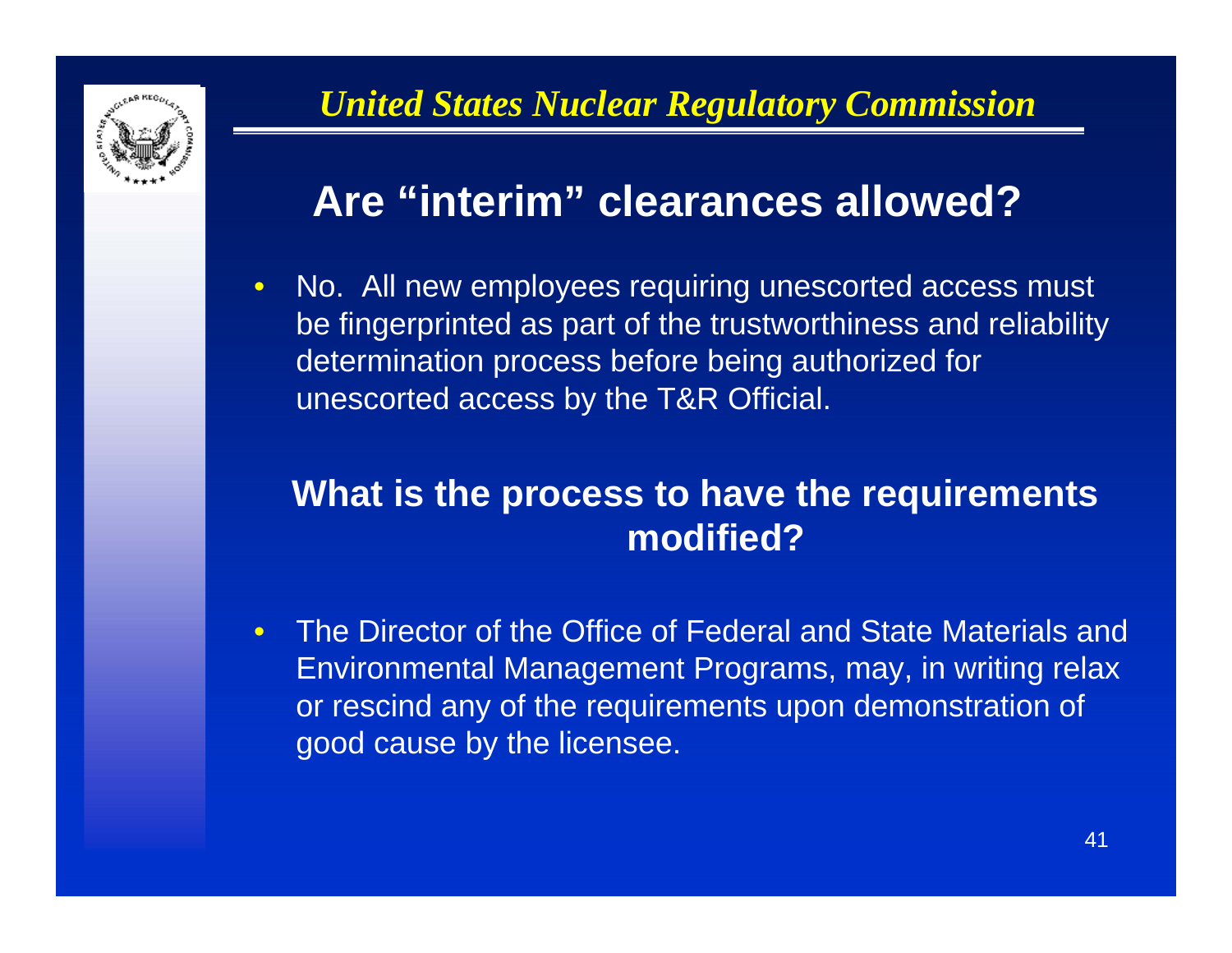*United States Nuclear Regulatory Commission*

## Are "interim" clearances allowed?

- No. All new employees requiring unescorted access must be fingerprinted as part of the trustworthiness and reliability determination process before being authorized for unescorted access by the T&R Official.

## What is the process to have the requirements modified?

- The Director of the Office of Federal and State Materials and Environmental Management Programs, may, in writing relax or rescind any of the requirements upon demonstration of good cause by the licensee.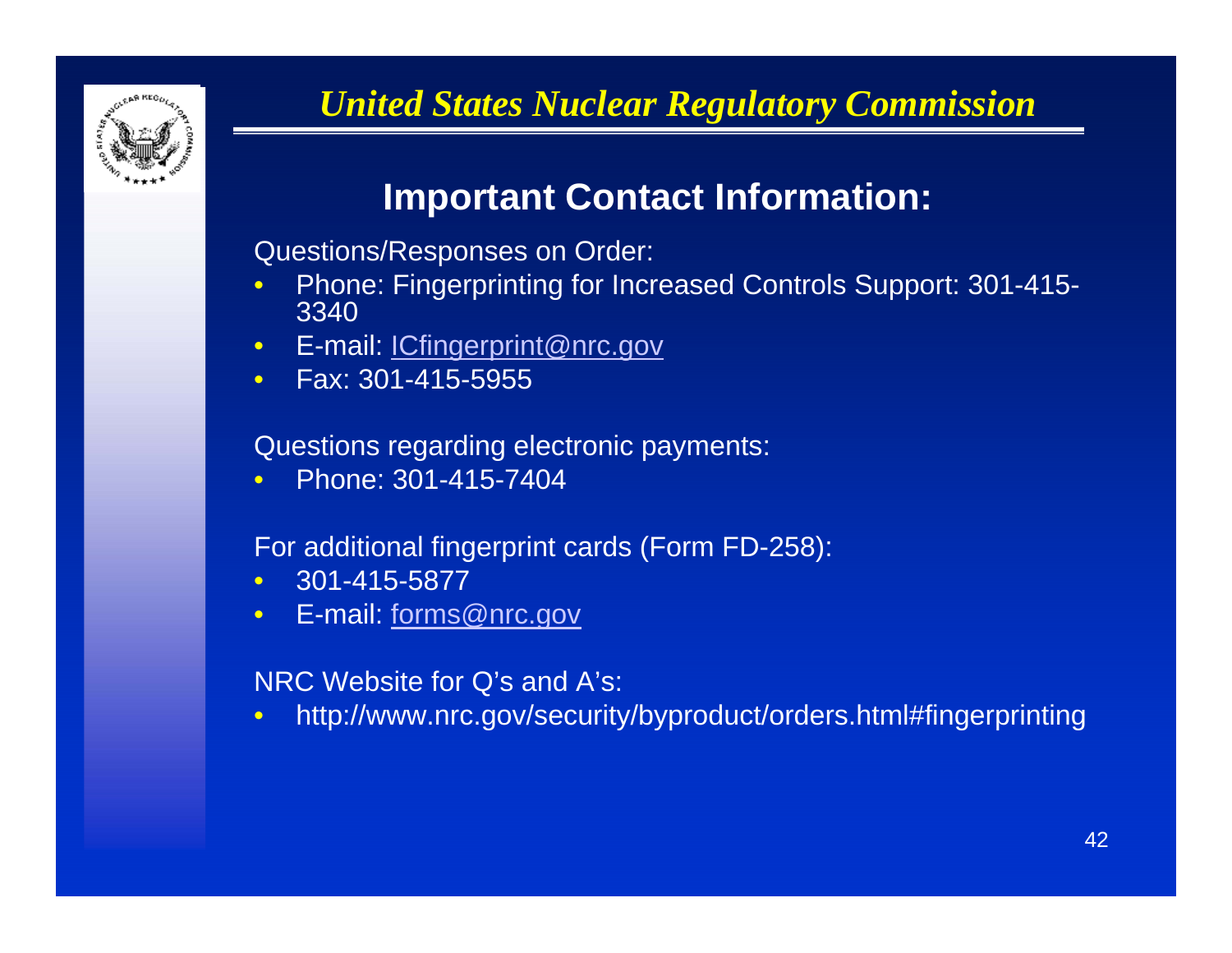*United States Nuclear Regulatory Commission*

## Important Contact Information:

Questions/Responses on Order:

- Phone: Fingerprinting for Increased Controls Support: 301-415-3340
- E-mail: ICfingerprint@nrc.gov
- Fax: 301-415-5955

Questions regarding electronic payments:

- Phone: 301-415-7404

For additional fingerprint cards (Form FD-258):

- 301-415-5877
- E-mail: forms@nrc.gov

NRC Website for Q's and A's:

- http://www.nrc.gov/security/byproduct/orders.html#fingerprinting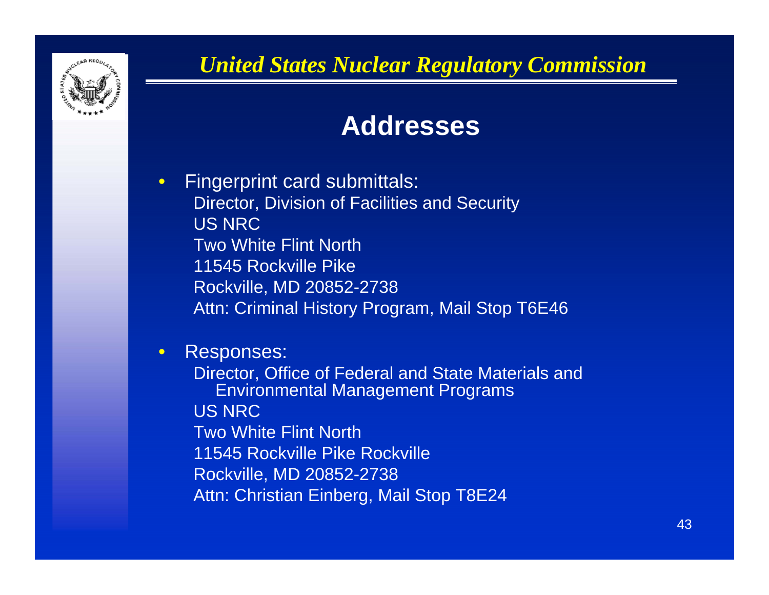*United States Nuclear Regulatory Commission*

# Addresses

- Fingerprint card submittals:
  Director, Division of Facilities and Security
  US NRC
  Two White Flint North
  11545 Rockville Pike
  Rockville, MD 20852-2738
  Attn: Criminal History Program, Mail Stop T6E46

- Responses:
  Director, Office of Federal and State Materials and Environmental Management Programs
  US NRC
  Two White Flint North
  11545 Rockville Pike Rockville
  Rockville, MD 20852-2738
  Attn: Christian Einberg, Mail Stop T8E24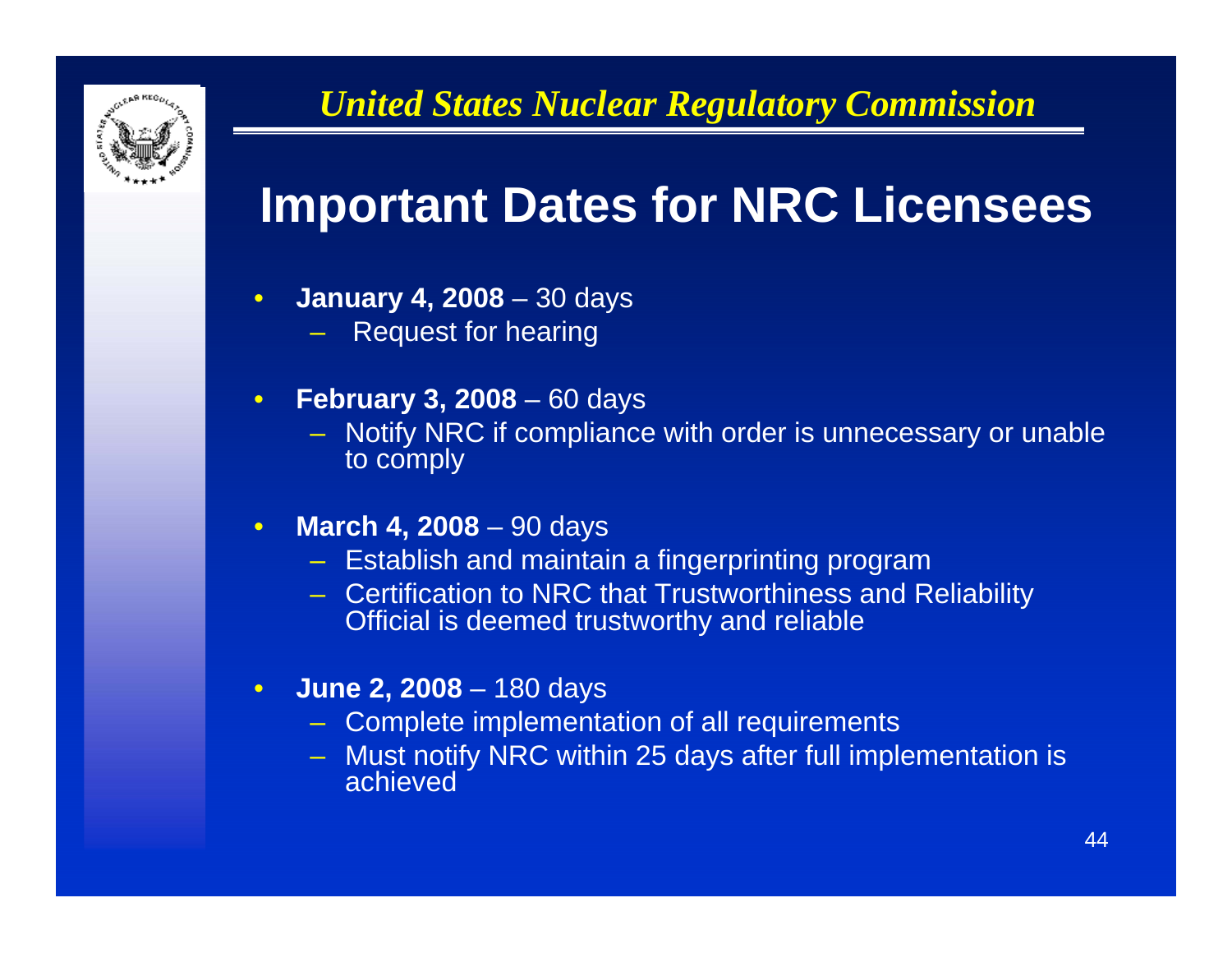*United States Nuclear Regulatory Commission*

# Important Dates for NRC Licensees

- **January 4, 2008** – 30 days
  - Request for hearing
- **February 3, 2008** – 60 days
  - Notify NRC if compliance with order is unnecessary or unable to comply
- **March 4, 2008** – 90 days
  - Establish and maintain a fingerprinting program
  - Certification to NRC that Trustworthiness and Reliability Official is deemed trustworthy and reliable
- **June 2, 2008** – 180 days
  - Complete implementation of all requirements
  - Must notify NRC within 25 days after full implementation is achieved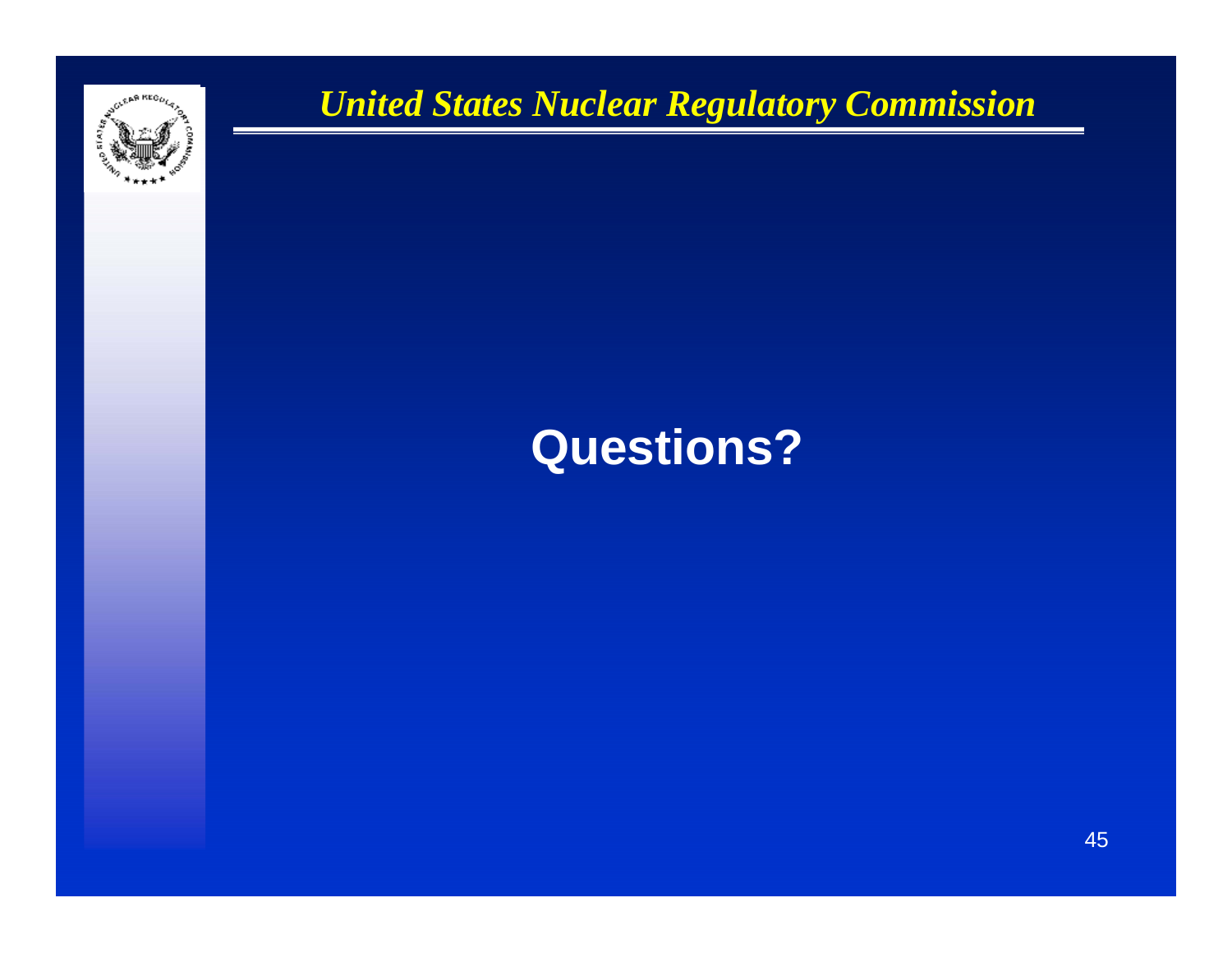*United States Nuclear Regulatory Commission*

# Questions?